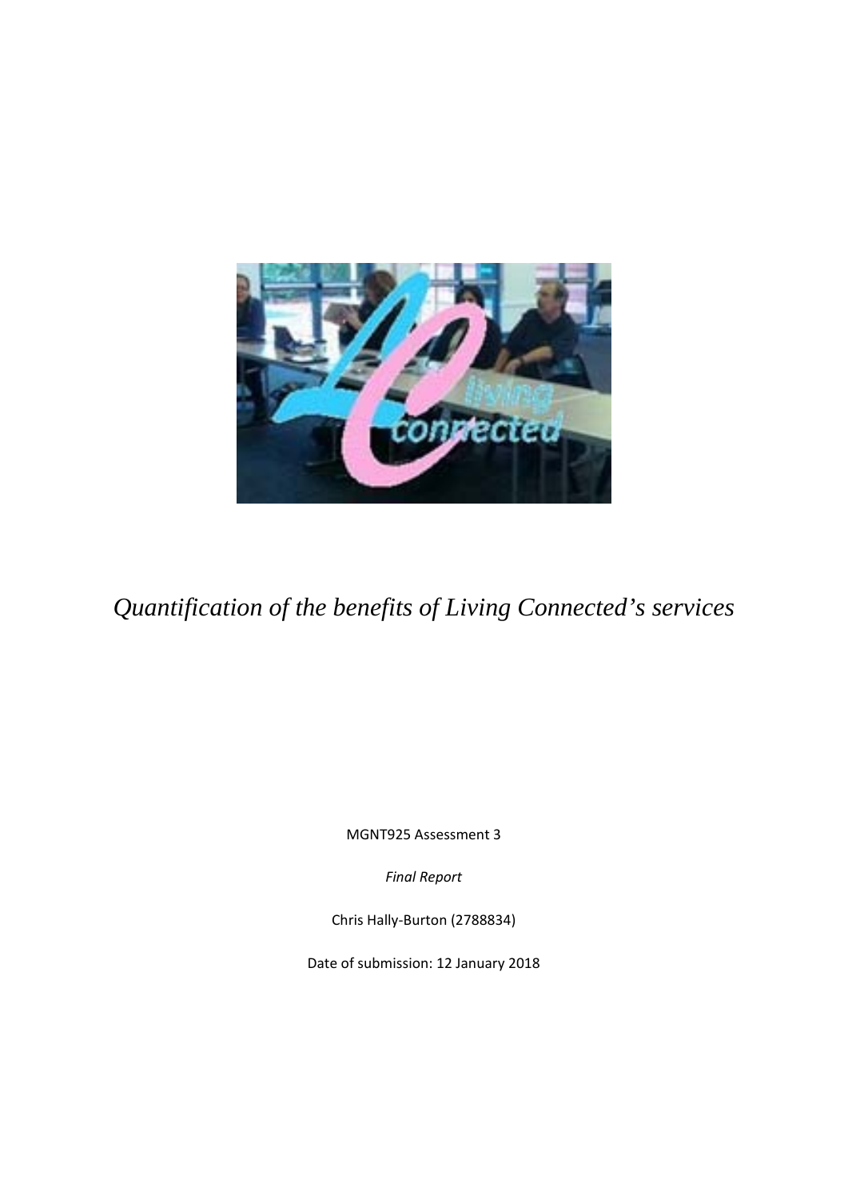# *Quantification of the benefits of Living Connected's services*

MGNT925 Assessment 3

*Final Report*

Chris Hally-Burton (2788834)

Date of submission: 12 January 2018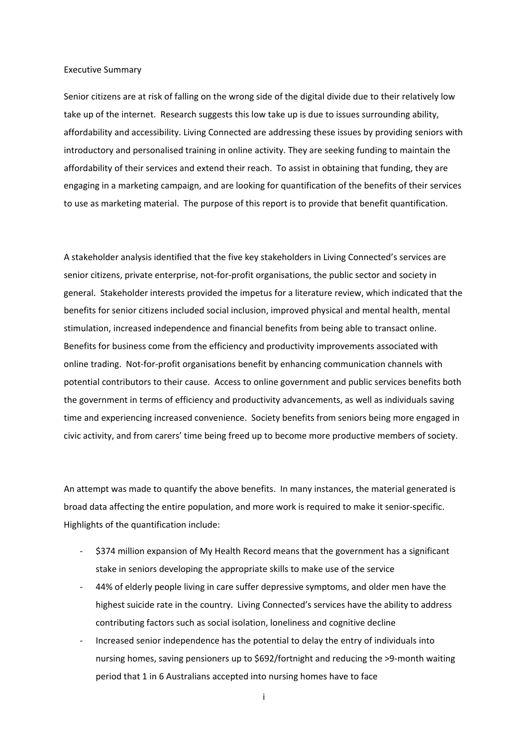# Executive Summary

Senior citizens are at risk of falling on the wrong side of the digital divide due to their relatively low take up of the internet. Research suggests this low take up is due to issues surrounding ability, affordability and accessibility. Living Connected are addressing these issues by providing seniors with introductory and personalised training in online activity. They are seeking funding to maintain the affordability of their services and extend their reach. To assist in obtaining that funding, they are engaging in a marketing campaign, and are looking for quantification of the benefits of their services to use as marketing material. The purpose of this report is to provide that benefit quantification.

A stakeholder analysis identified that the five key stakeholders in Living Connected's services are senior citizens, private enterprise, not-for-profit organisations, the public sector and society in general. Stakeholder interests provided the impetus for a literature review, which indicated that the benefits for senior citizens included social inclusion, improved physical and mental health, mental stimulation, increased independence and financial benefits from being able to transact online. Benefits for business come from the efficiency and productivity improvements associated with online trading. Not-for-profit organisations benefit by enhancing communication channels with potential contributors to their cause. Access to online government and public services benefits both the government in terms of efficiency and productivity advancements, as well as individuals saving time and experiencing increased convenience. Society benefits from seniors being more engaged in civic activity, and from carers' time being freed up to become more productive members of society.

An attempt was made to quantify the above benefits. In many instances, the material generated is broad data affecting the entire population, and more work is required to make it senior-specific. Highlights of the quantification include:

- $374 million expansion of My Health Record means that the government has a significant stake in seniors developing the appropriate skills to make use of the service
- 44% of elderly people living in care suffer depressive symptoms, and older men have the highest suicide rate in the country. Living Connected's services have the ability to address contributing factors such as social isolation, loneliness and cognitive decline
- Increased senior independence has the potential to delay the entry of individuals into nursing homes, saving pensioners up to $692/fortnight and reducing the >9-month waiting period that 1 in 6 Australians accepted into nursing homes have to face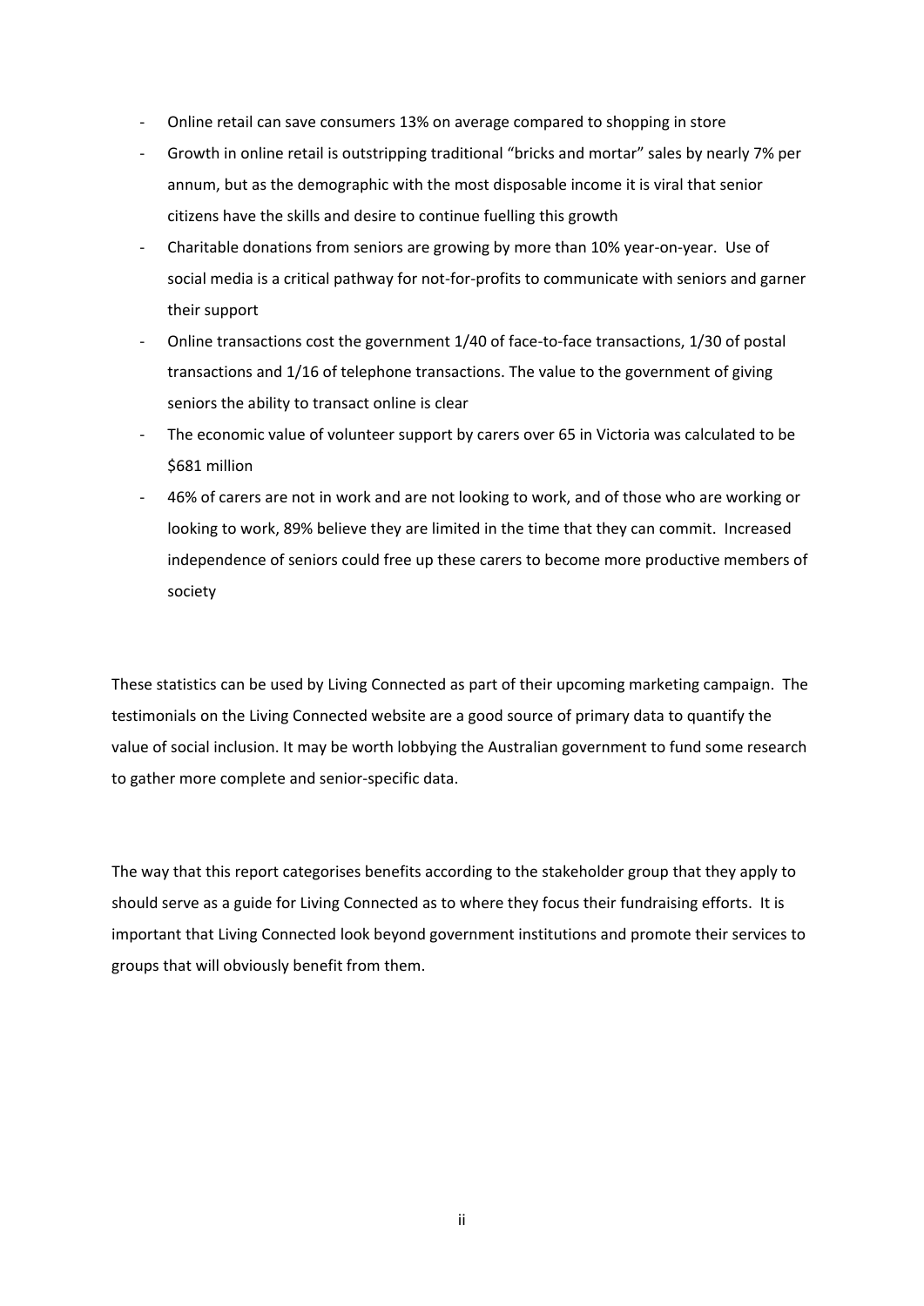- Online retail can save consumers 13% on average compared to shopping in store
- Growth in online retail is outstripping traditional "bricks and mortar" sales by nearly 7% per annum, but as the demographic with the most disposable income it is viral that senior citizens have the skills and desire to continue fuelling this growth
- Charitable donations from seniors are growing by more than 10% year-on-year. Use of social media is a critical pathway for not-for-profits to communicate with seniors and garner their support
- Online transactions cost the government 1/40 of face-to-face transactions, 1/30 of postal transactions and 1/16 of telephone transactions. The value to the government of giving seniors the ability to transact online is clear
- The economic value of volunteer support by carers over 65 in Victoria was calculated to be $681 million
- 46% of carers are not in work and are not looking to work, and of those who are working or looking to work, 89% believe they are limited in the time that they can commit. Increased independence of seniors could free up these carers to become more productive members of society

These statistics can be used by Living Connected as part of their upcoming marketing campaign. The testimonials on the Living Connected website are a good source of primary data to quantify the value of social inclusion. It may be worth lobbying the Australian government to fund some research to gather more complete and senior-specific data.

The way that this report categorises benefits according to the stakeholder group that they apply to should serve as a guide for Living Connected as to where they focus their fundraising efforts. It is important that Living Connected look beyond government institutions and promote their services to groups that will obviously benefit from them.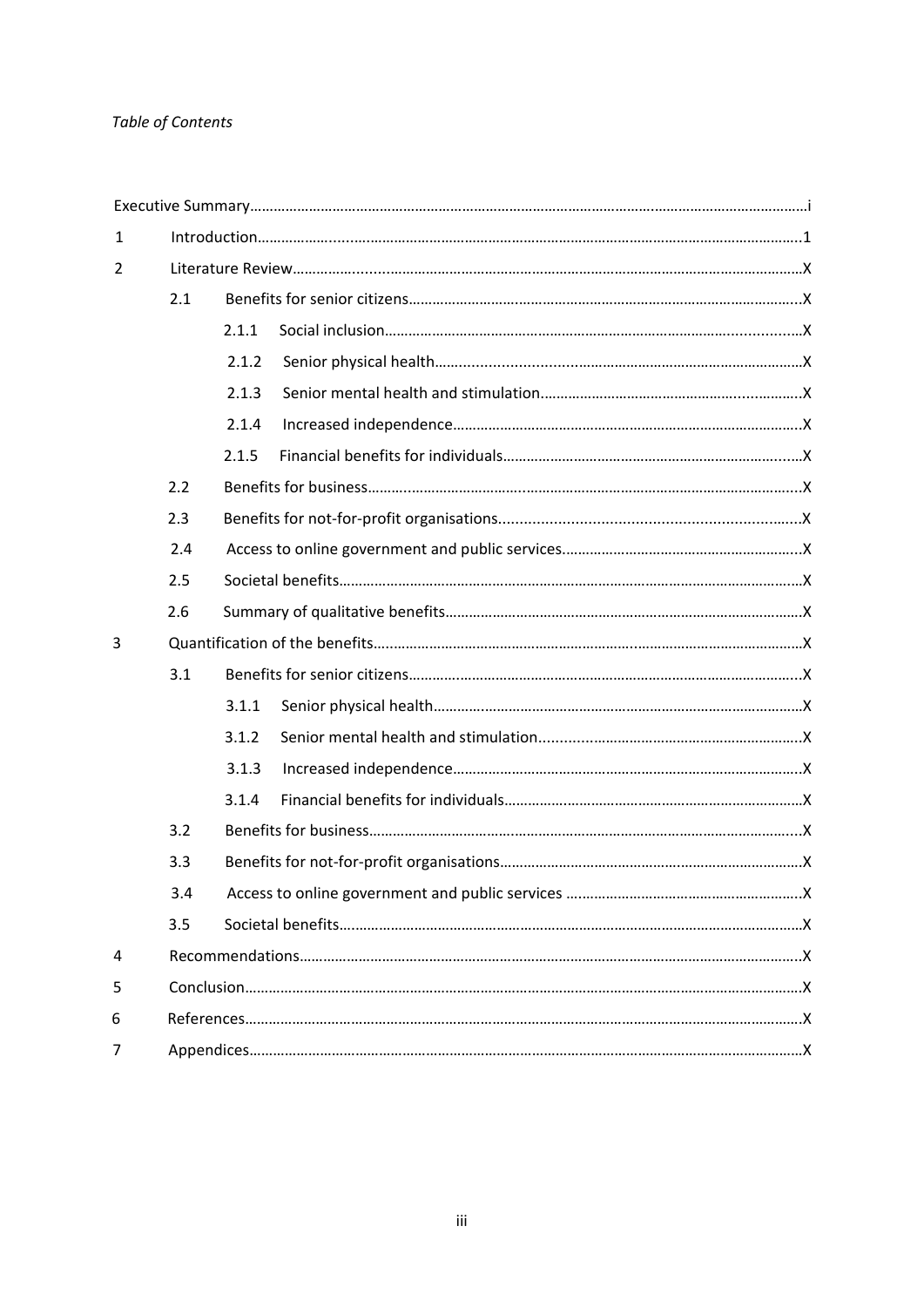*Table of Contents*

Executive Summary……………………………………………………………………………………………………………………i

1 Introduction………………………………………………………………………………………………………………………1

2 Literature Review………………………………………………………………………………………………………………X

- 2.1 Benefits for senior citizens…………………………………………………………………………………X
  - 2.1.1 Social inclusion………………………………………………………………………………………X
  - 2.1.2 Senior physical health……………………………………………………………………………X
  - 2.1.3 Senior mental health and stimulation……………………………………………………X
  - 2.1.4 Increased independence…………………………………………………………………………X
  - 2.1.5 Financial benefits for individuals……………………………………………………………X
- 2.2 Benefits for business…………………………………………………………………………………………X
- 2.3 Benefits for not-for-profit organisations………………………………………………………………X
- 2.4 Access to online government and public services…………………………………………………X
- 2.5 Societal benefits…………………………………………………………………………………………………X
- 2.6 Summary of qualitative benefits…………………………………………………………………………X

3 Quantification of the benefits…………………………………………………………………………………………X

- 3.1 Benefits for senior citizens…………………………………………………………………………………X
  - 3.1.1 Senior physical health……………………………………………………………………………X
  - 3.1.2 Senior mental health and stimulation……………………………………………………X
  - 3.1.3 Increased independence…………………………………………………………………………X
  - 3.1.4 Financial benefits for individuals……………………………………………………………X
- 3.2 Benefits for business…………………………………………………………………………………………X
- 3.3 Benefits for not-for-profit organisations………………………………………………………………X
- 3.4 Access to online government and public services …………………………………………………X
- 3.5 Societal benefits…………………………………………………………………………………………………X

4 Recommendations……………………………………………………………………………………………………………X

5 Conclusion…………………………………………………………………………………………………………………………X

6 References…………………………………………………………………………………………………………………………X

7 Appendices…………………………………………………………………………………………………………………………X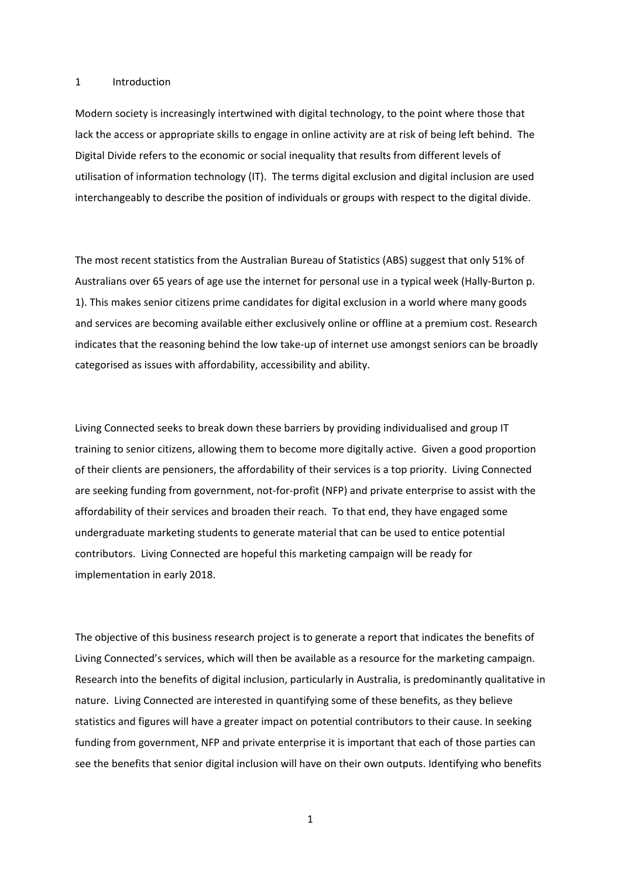# 1 Introduction

Modern society is increasingly intertwined with digital technology, to the point where those that lack the access or appropriate skills to engage in online activity are at risk of being left behind. The Digital Divide refers to the economic or social inequality that results from different levels of utilisation of information technology (IT). The terms digital exclusion and digital inclusion are used interchangeably to describe the position of individuals or groups with respect to the digital divide.

The most recent statistics from the Australian Bureau of Statistics (ABS) suggest that only 51% of Australians over 65 years of age use the internet for personal use in a typical week (Hally-Burton p. 1). This makes senior citizens prime candidates for digital exclusion in a world where many goods and services are becoming available either exclusively online or offline at a premium cost. Research indicates that the reasoning behind the low take-up of internet use amongst seniors can be broadly categorised as issues with affordability, accessibility and ability.

Living Connected seeks to break down these barriers by providing individualised and group IT training to senior citizens, allowing them to become more digitally active. Given a good proportion of their clients are pensioners, the affordability of their services is a top priority. Living Connected are seeking funding from government, not-for-profit (NFP) and private enterprise to assist with the affordability of their services and broaden their reach. To that end, they have engaged some undergraduate marketing students to generate material that can be used to entice potential contributors. Living Connected are hopeful this marketing campaign will be ready for implementation in early 2018.

The objective of this business research project is to generate a report that indicates the benefits of Living Connected's services, which will then be available as a resource for the marketing campaign. Research into the benefits of digital inclusion, particularly in Australia, is predominantly qualitative in nature. Living Connected are interested in quantifying some of these benefits, as they believe statistics and figures will have a greater impact on potential contributors to their cause. In seeking funding from government, NFP and private enterprise it is important that each of those parties can see the benefits that senior digital inclusion will have on their own outputs. Identifying who benefits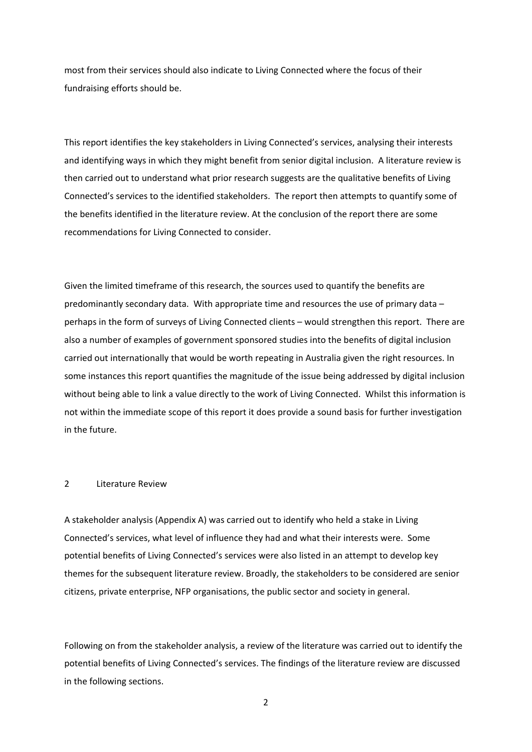most from their services should also indicate to Living Connected where the focus of their fundraising efforts should be.

This report identifies the key stakeholders in Living Connected's services, analysing their interests and identifying ways in which they might benefit from senior digital inclusion. A literature review is then carried out to understand what prior research suggests are the qualitative benefits of Living Connected's services to the identified stakeholders. The report then attempts to quantify some of the benefits identified in the literature review. At the conclusion of the report there are some recommendations for Living Connected to consider.

Given the limited timeframe of this research, the sources used to quantify the benefits are predominantly secondary data. With appropriate time and resources the use of primary data – perhaps in the form of surveys of Living Connected clients – would strengthen this report. There are also a number of examples of government sponsored studies into the benefits of digital inclusion carried out internationally that would be worth repeating in Australia given the right resources. In some instances this report quantifies the magnitude of the issue being addressed by digital inclusion without being able to link a value directly to the work of Living Connected. Whilst this information is not within the immediate scope of this report it does provide a sound basis for further investigation in the future.

## 2 Literature Review

A stakeholder analysis (Appendix A) was carried out to identify who held a stake in Living Connected's services, what level of influence they had and what their interests were. Some potential benefits of Living Connected's services were also listed in an attempt to develop key themes for the subsequent literature review. Broadly, the stakeholders to be considered are senior citizens, private enterprise, NFP organisations, the public sector and society in general.

Following on from the stakeholder analysis, a review of the literature was carried out to identify the potential benefits of Living Connected's services. The findings of the literature review are discussed in the following sections.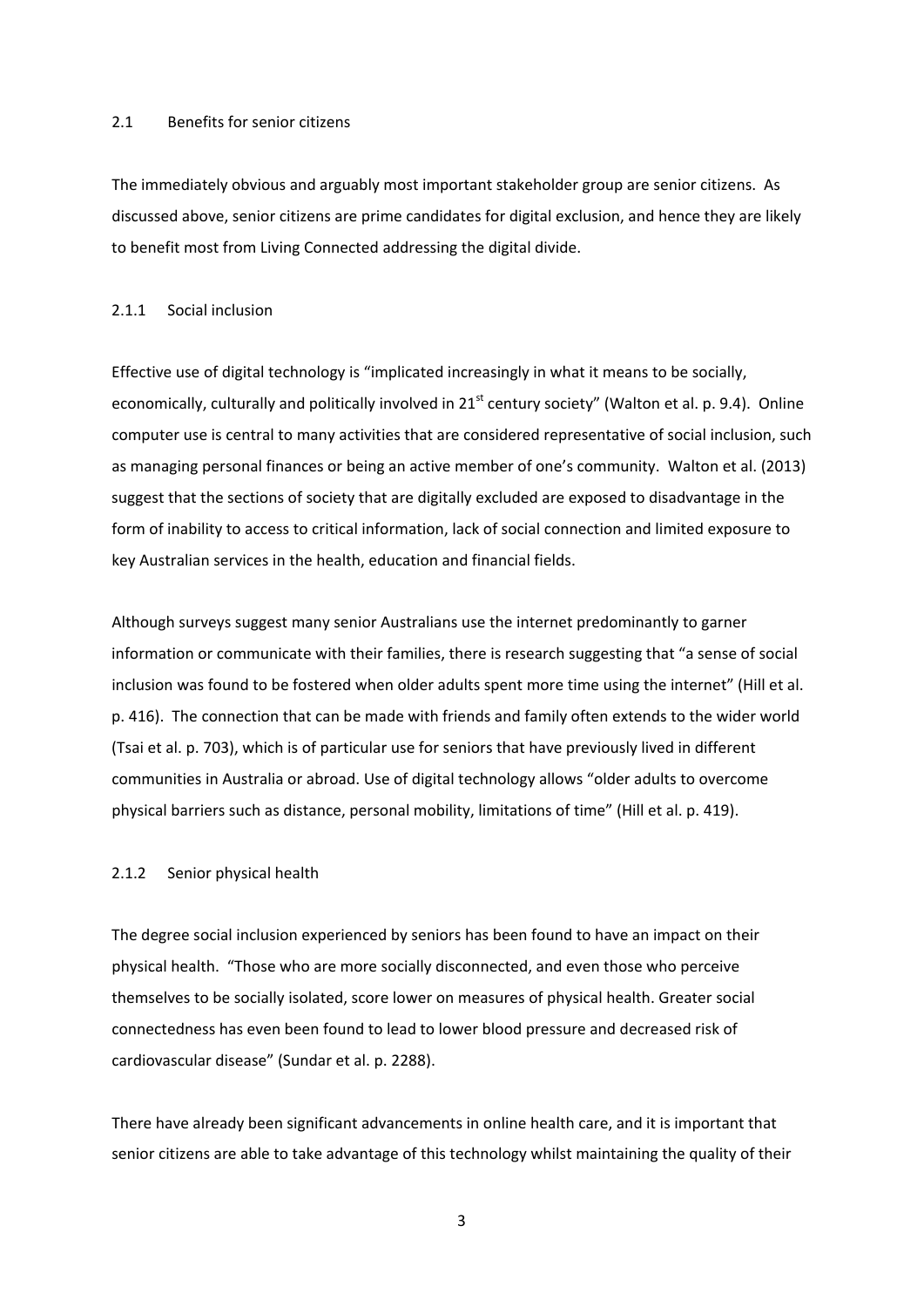## 2.1 Benefits for senior citizens

The immediately obvious and arguably most important stakeholder group are senior citizens. As discussed above, senior citizens are prime candidates for digital exclusion, and hence they are likely to benefit most from Living Connected addressing the digital divide.

### 2.1.1 Social inclusion

Effective use of digital technology is "implicated increasingly in what it means to be socially, economically, culturally and politically involved in 21st century society" (Walton et al. p. 9.4). Online computer use is central to many activities that are considered representative of social inclusion, such as managing personal finances or being an active member of one's community. Walton et al. (2013) suggest that the sections of society that are digitally excluded are exposed to disadvantage in the form of inability to access to critical information, lack of social connection and limited exposure to key Australian services in the health, education and financial fields.

Although surveys suggest many senior Australians use the internet predominantly to garner information or communicate with their families, there is research suggesting that "a sense of social inclusion was found to be fostered when older adults spent more time using the internet" (Hill et al. p. 416). The connection that can be made with friends and family often extends to the wider world (Tsai et al. p. 703), which is of particular use for seniors that have previously lived in different communities in Australia or abroad. Use of digital technology allows "older adults to overcome physical barriers such as distance, personal mobility, limitations of time" (Hill et al. p. 419).

### 2.1.2 Senior physical health

The degree social inclusion experienced by seniors has been found to have an impact on their physical health. "Those who are more socially disconnected, and even those who perceive themselves to be socially isolated, score lower on measures of physical health. Greater social connectedness has even been found to lead to lower blood pressure and decreased risk of cardiovascular disease" (Sundar et al. p. 2288).

There have already been significant advancements in online health care, and it is important that senior citizens are able to take advantage of this technology whilst maintaining the quality of their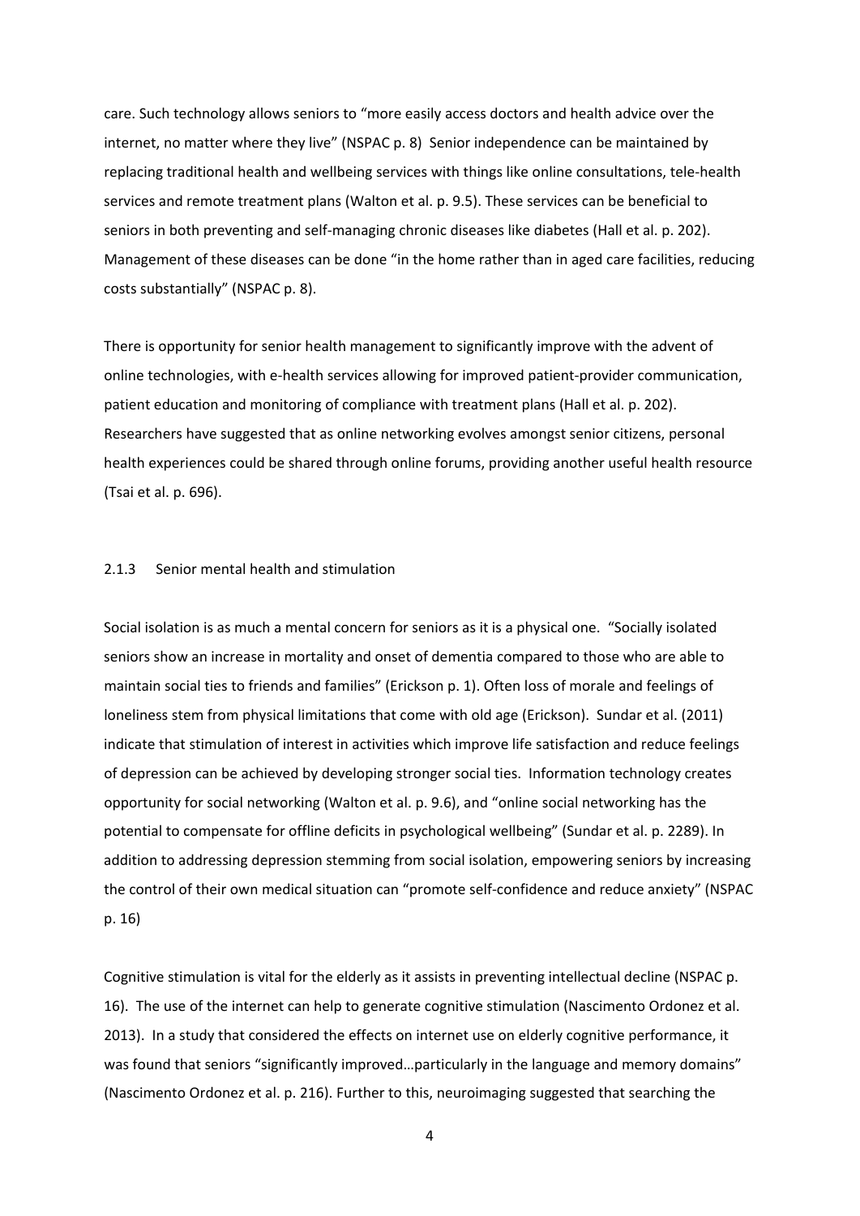care. Such technology allows seniors to "more easily access doctors and health advice over the internet, no matter where they live" (NSPAC p. 8) Senior independence can be maintained by replacing traditional health and wellbeing services with things like online consultations, tele-health services and remote treatment plans (Walton et al. p. 9.5). These services can be beneficial to seniors in both preventing and self-managing chronic diseases like diabetes (Hall et al. p. 202). Management of these diseases can be done "in the home rather than in aged care facilities, reducing costs substantially" (NSPAC p. 8).

There is opportunity for senior health management to significantly improve with the advent of online technologies, with e-health services allowing for improved patient-provider communication, patient education and monitoring of compliance with treatment plans (Hall et al. p. 202). Researchers have suggested that as online networking evolves amongst senior citizens, personal health experiences could be shared through online forums, providing another useful health resource (Tsai et al. p. 696).

### 2.1.3 Senior mental health and stimulation

Social isolation is as much a mental concern for seniors as it is a physical one. "Socially isolated seniors show an increase in mortality and onset of dementia compared to those who are able to maintain social ties to friends and families" (Erickson p. 1). Often loss of morale and feelings of loneliness stem from physical limitations that come with old age (Erickson). Sundar et al. (2011) indicate that stimulation of interest in activities which improve life satisfaction and reduce feelings of depression can be achieved by developing stronger social ties. Information technology creates opportunity for social networking (Walton et al. p. 9.6), and "online social networking has the potential to compensate for offline deficits in psychological wellbeing" (Sundar et al. p. 2289). In addition to addressing depression stemming from social isolation, empowering seniors by increasing the control of their own medical situation can "promote self-confidence and reduce anxiety" (NSPAC p. 16)

Cognitive stimulation is vital for the elderly as it assists in preventing intellectual decline (NSPAC p. 16). The use of the internet can help to generate cognitive stimulation (Nascimento Ordonez et al. 2013). In a study that considered the effects on internet use on elderly cognitive performance, it was found that seniors "significantly improved…particularly in the language and memory domains" (Nascimento Ordonez et al. p. 216). Further to this, neuroimaging suggested that searching the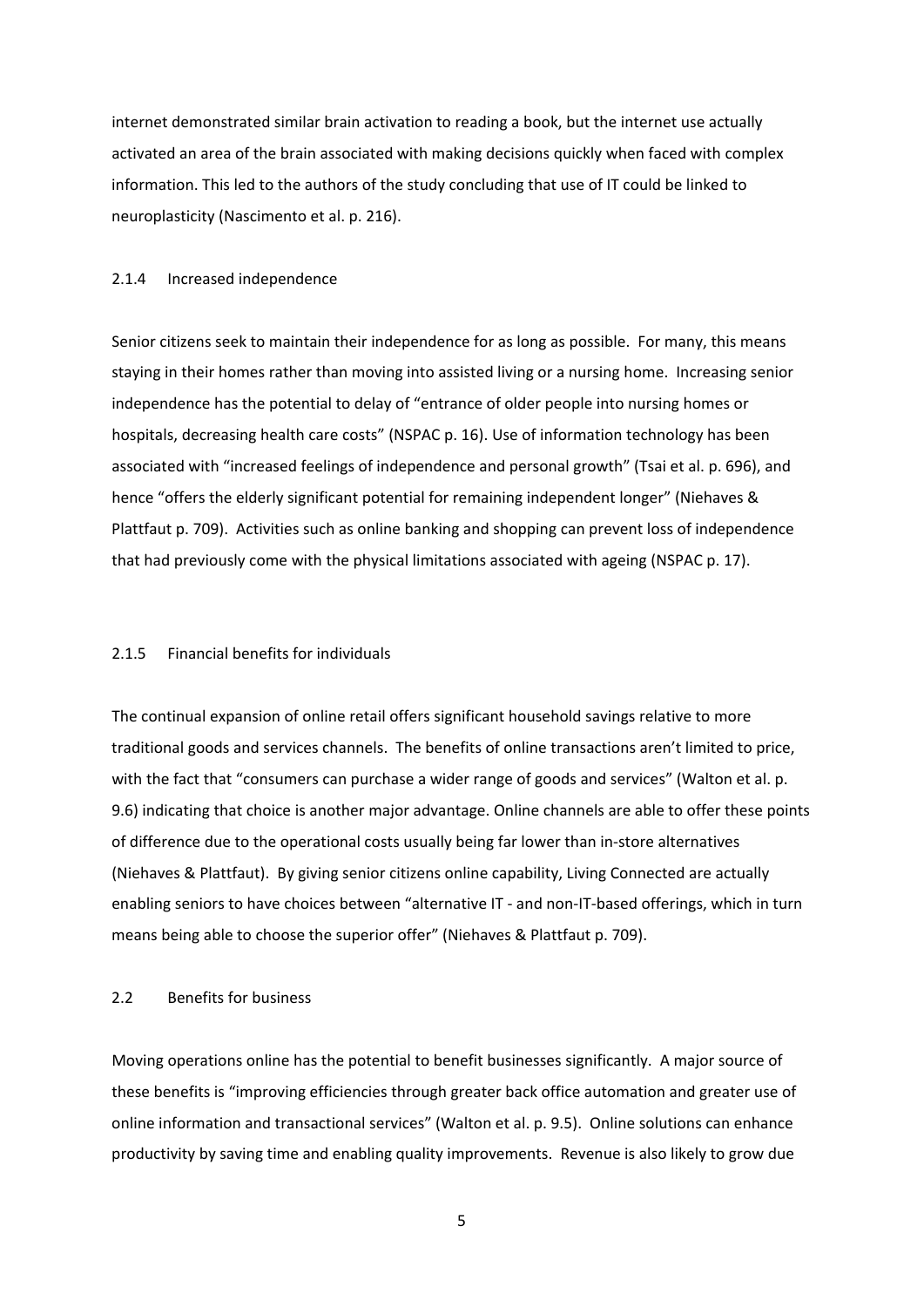internet demonstrated similar brain activation to reading a book, but the internet use actually activated an area of the brain associated with making decisions quickly when faced with complex information. This led to the authors of the study concluding that use of IT could be linked to neuroplasticity (Nascimento et al. p. 216).

### 2.1.4 Increased independence

Senior citizens seek to maintain their independence for as long as possible. For many, this means staying in their homes rather than moving into assisted living or a nursing home. Increasing senior independence has the potential to delay of "entrance of older people into nursing homes or hospitals, decreasing health care costs" (NSPAC p. 16). Use of information technology has been associated with "increased feelings of independence and personal growth" (Tsai et al. p. 696), and hence "offers the elderly significant potential for remaining independent longer" (Niehaves & Plattfaut p. 709). Activities such as online banking and shopping can prevent loss of independence that had previously come with the physical limitations associated with ageing (NSPAC p. 17).

### 2.1.5 Financial benefits for individuals

The continual expansion of online retail offers significant household savings relative to more traditional goods and services channels. The benefits of online transactions aren't limited to price, with the fact that "consumers can purchase a wider range of goods and services" (Walton et al. p. 9.6) indicating that choice is another major advantage. Online channels are able to offer these points of difference due to the operational costs usually being far lower than in-store alternatives (Niehaves & Plattfaut). By giving senior citizens online capability, Living Connected are actually enabling seniors to have choices between "alternative IT - and non-IT-based offerings, which in turn means being able to choose the superior offer" (Niehaves & Plattfaut p. 709).

## 2.2 Benefits for business

Moving operations online has the potential to benefit businesses significantly. A major source of these benefits is "improving efficiencies through greater back office automation and greater use of online information and transactional services" (Walton et al. p. 9.5). Online solutions can enhance productivity by saving time and enabling quality improvements. Revenue is also likely to grow due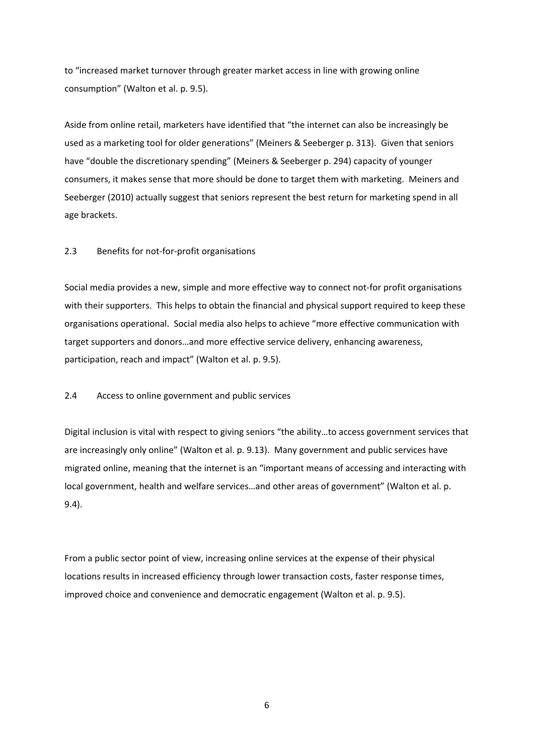to "increased market turnover through greater market access in line with growing online consumption" (Walton et al. p. 9.5).

Aside from online retail, marketers have identified that "the internet can also be increasingly be used as a marketing tool for older generations" (Meiners & Seeberger p. 313). Given that seniors have "double the discretionary spending" (Meiners & Seeberger p. 294) capacity of younger consumers, it makes sense that more should be done to target them with marketing. Meiners and Seeberger (2010) actually suggest that seniors represent the best return for marketing spend in all age brackets.

### 2.3 Benefits for not-for-profit organisations

Social media provides a new, simple and more effective way to connect not-for profit organisations with their supporters. This helps to obtain the financial and physical support required to keep these organisations operational. Social media also helps to achieve "more effective communication with target supporters and donors…and more effective service delivery, enhancing awareness, participation, reach and impact" (Walton et al. p. 9.5).

### 2.4 Access to online government and public services

Digital inclusion is vital with respect to giving seniors "the ability…to access government services that are increasingly only online" (Walton et al. p. 9.13). Many government and public services have migrated online, meaning that the internet is an "important means of accessing and interacting with local government, health and welfare services…and other areas of government" (Walton et al. p. 9.4).

From a public sector point of view, increasing online services at the expense of their physical locations results in increased efficiency through lower transaction costs, faster response times, improved choice and convenience and democratic engagement (Walton et al. p. 9.5).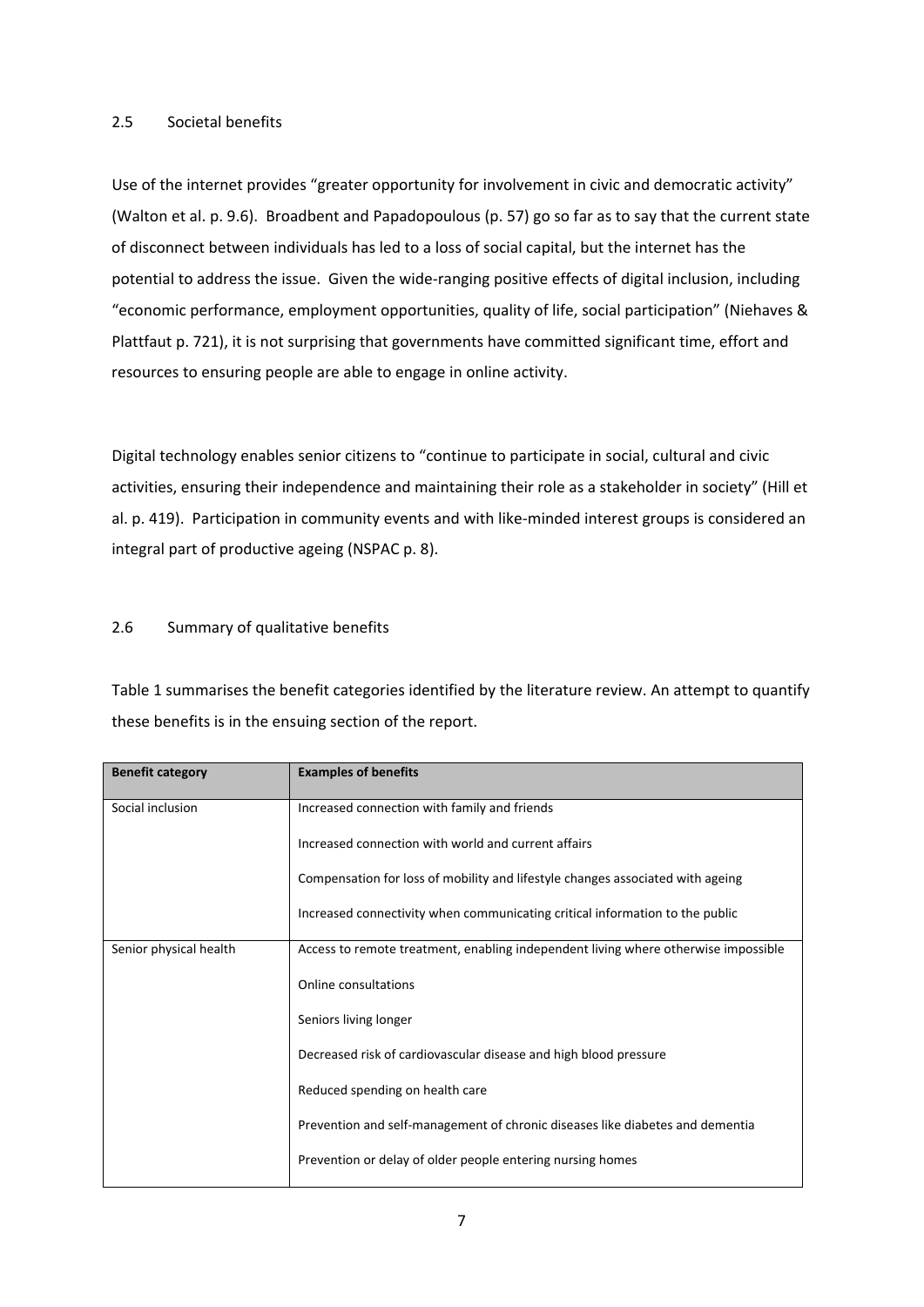## 2.5 Societal benefits

Use of the internet provides "greater opportunity for involvement in civic and democratic activity" (Walton et al. p. 9.6). Broadbent and Papadopoulous (p. 57) go so far as to say that the current state of disconnect between individuals has led to a loss of social capital, but the internet has the potential to address the issue. Given the wide-ranging positive effects of digital inclusion, including "economic performance, employment opportunities, quality of life, social participation" (Niehaves & Plattfaut p. 721), it is not surprising that governments have committed significant time, effort and resources to ensuring people are able to engage in online activity.

Digital technology enables senior citizens to "continue to participate in social, cultural and civic activities, ensuring their independence and maintaining their role as a stakeholder in society" (Hill et al. p. 419). Participation in community events and with like-minded interest groups is considered an integral part of productive ageing (NSPAC p. 8).

## 2.6 Summary of qualitative benefits

Table 1 summarises the benefit categories identified by the literature review. An attempt to quantify these benefits is in the ensuing section of the report.

| Benefit category | Examples of benefits |
|---|---|
| Social inclusion | Increased connection with family and friends |
| | Increased connection with world and current affairs |
| | Compensation for loss of mobility and lifestyle changes associated with ageing |
| | Increased connectivity when communicating critical information to the public |
| Senior physical health | Access to remote treatment, enabling independent living where otherwise impossible |
| | Online consultations |
| | Seniors living longer |
| | Decreased risk of cardiovascular disease and high blood pressure |
| | Reduced spending on health care |
| | Prevention and self-management of chronic diseases like diabetes and dementia |
| | Prevention or delay of older people entering nursing homes |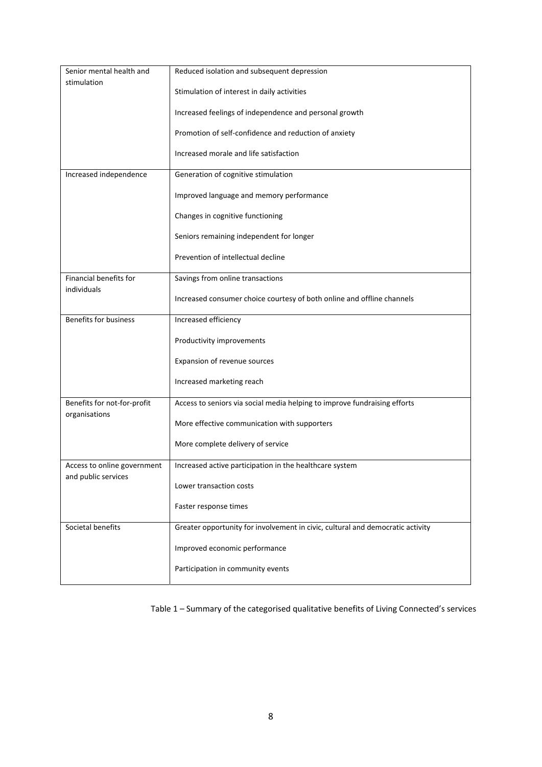| Category | Benefits |
|---|---|
| Senior mental health and stimulation | Reduced isolation and subsequent depression |
| | Stimulation of interest in daily activities |
| | Increased feelings of independence and personal growth |
| | Promotion of self-confidence and reduction of anxiety |
| | Increased morale and life satisfaction |
| Increased independence | Generation of cognitive stimulation |
| | Improved language and memory performance |
| | Changes in cognitive functioning |
| | Seniors remaining independent for longer |
| | Prevention of intellectual decline |
| Financial benefits for individuals | Savings from online transactions |
| | Increased consumer choice courtesy of both online and offline channels |
| Benefits for business | Increased efficiency |
| | Productivity improvements |
| | Expansion of revenue sources |
| | Increased marketing reach |
| Benefits for not-for-profit organisations | Access to seniors via social media helping to improve fundraising efforts |
| | More effective communication with supporters |
| | More complete delivery of service |
| Access to online government and public services | Increased active participation in the healthcare system |
| | Lower transaction costs |
| | Faster response times |
| Societal benefits | Greater opportunity for involvement in civic, cultural and democratic activity |
| | Improved economic performance |
| | Participation in community events |

Table 1 – Summary of the categorised qualitative benefits of Living Connected's services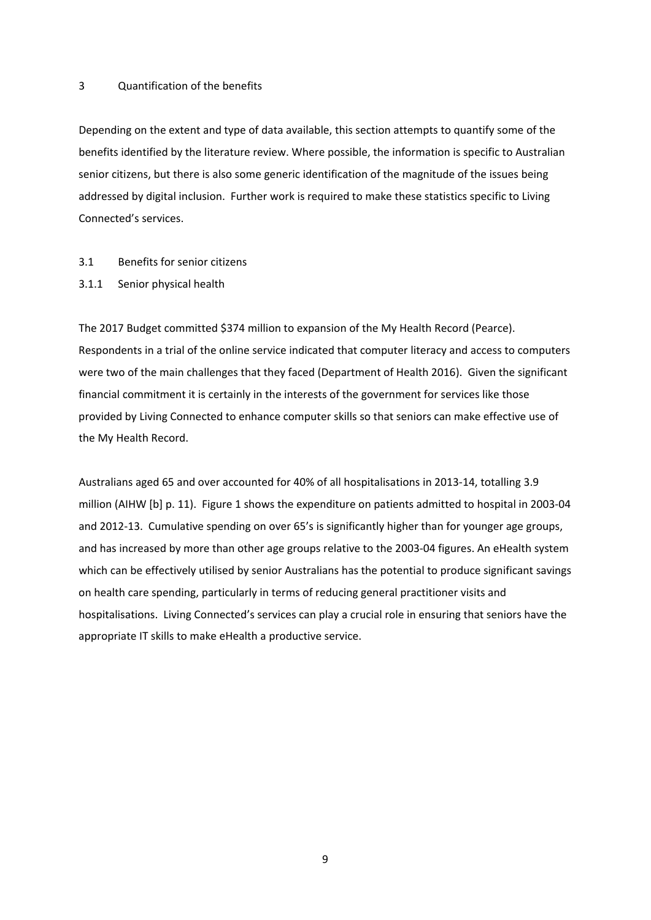# 3 Quantification of the benefits

Depending on the extent and type of data available, this section attempts to quantify some of the benefits identified by the literature review. Where possible, the information is specific to Australian senior citizens, but there is also some generic identification of the magnitude of the issues being addressed by digital inclusion. Further work is required to make these statistics specific to Living Connected's services.

## 3.1 Benefits for senior citizens

### 3.1.1 Senior physical health

The 2017 Budget committed $374 million to expansion of the My Health Record (Pearce). Respondents in a trial of the online service indicated that computer literacy and access to computers were two of the main challenges that they faced (Department of Health 2016). Given the significant financial commitment it is certainly in the interests of the government for services like those provided by Living Connected to enhance computer skills so that seniors can make effective use of the My Health Record.

Australians aged 65 and over accounted for 40% of all hospitalisations in 2013-14, totalling 3.9 million (AIHW [b] p. 11). Figure 1 shows the expenditure on patients admitted to hospital in 2003-04 and 2012-13. Cumulative spending on over 65's is significantly higher than for younger age groups, and has increased by more than other age groups relative to the 2003-04 figures. An eHealth system which can be effectively utilised by senior Australians has the potential to produce significant savings on health care spending, particularly in terms of reducing general practitioner visits and hospitalisations. Living Connected's services can play a crucial role in ensuring that seniors have the appropriate IT skills to make eHealth a productive service.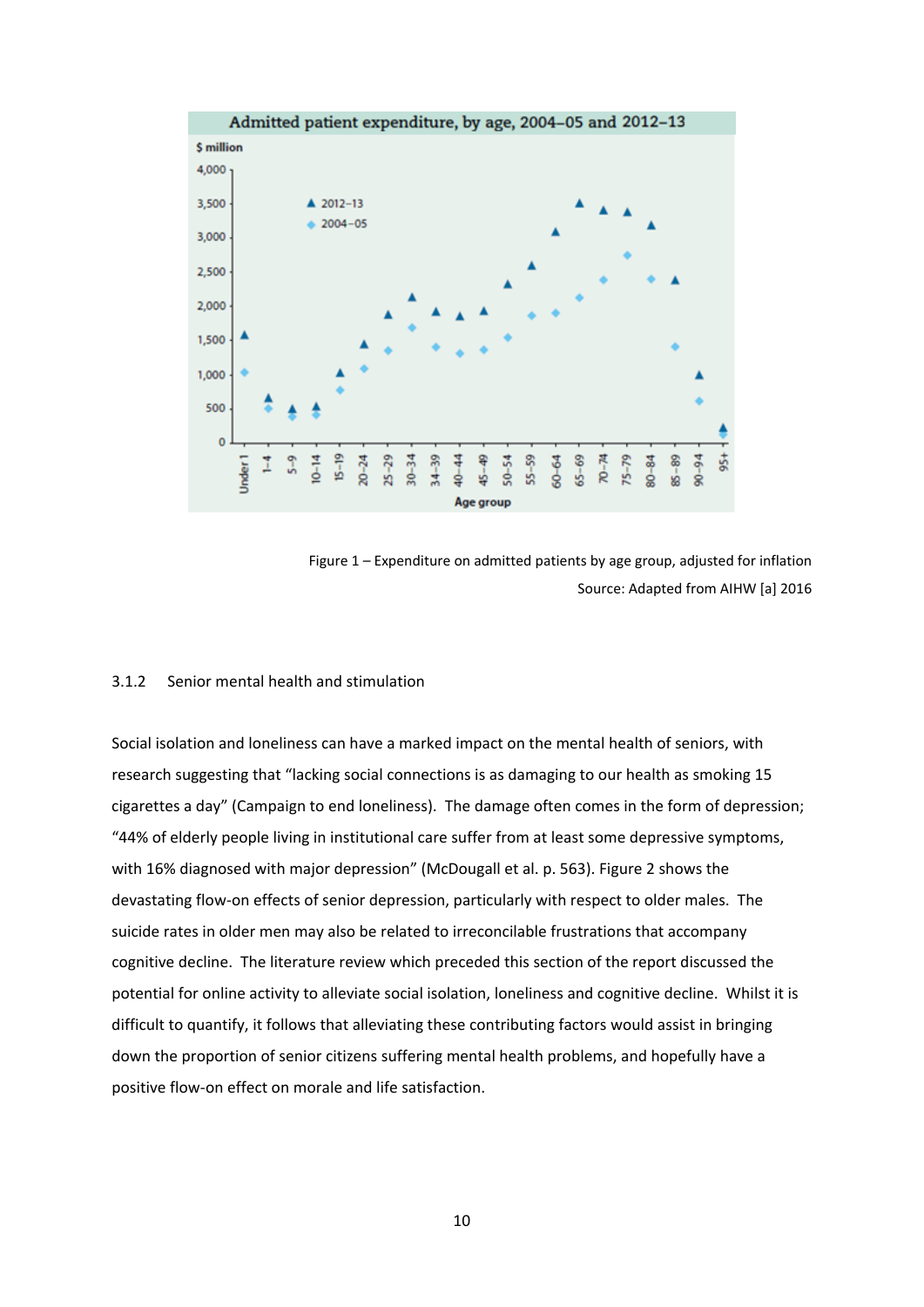Figure 1 – Expenditure on admitted patients by age group, adjusted for inflation

Source: Adapted from AIHW [a] 2016

### 3.1.2 Senior mental health and stimulation

Social isolation and loneliness can have a marked impact on the mental health of seniors, with research suggesting that "lacking social connections is as damaging to our health as smoking 15 cigarettes a day" (Campaign to end loneliness). The damage often comes in the form of depression; "44% of elderly people living in institutional care suffer from at least some depressive symptoms, with 16% diagnosed with major depression" (McDougall et al. p. 563). Figure 2 shows the devastating flow-on effects of senior depression, particularly with respect to older males. The suicide rates in older men may also be related to irreconcilable frustrations that accompany cognitive decline. The literature review which preceded this section of the report discussed the potential for online activity to alleviate social isolation, loneliness and cognitive decline. Whilst it is difficult to quantify, it follows that alleviating these contributing factors would assist in bringing down the proportion of senior citizens suffering mental health problems, and hopefully have a positive flow-on effect on morale and life satisfaction.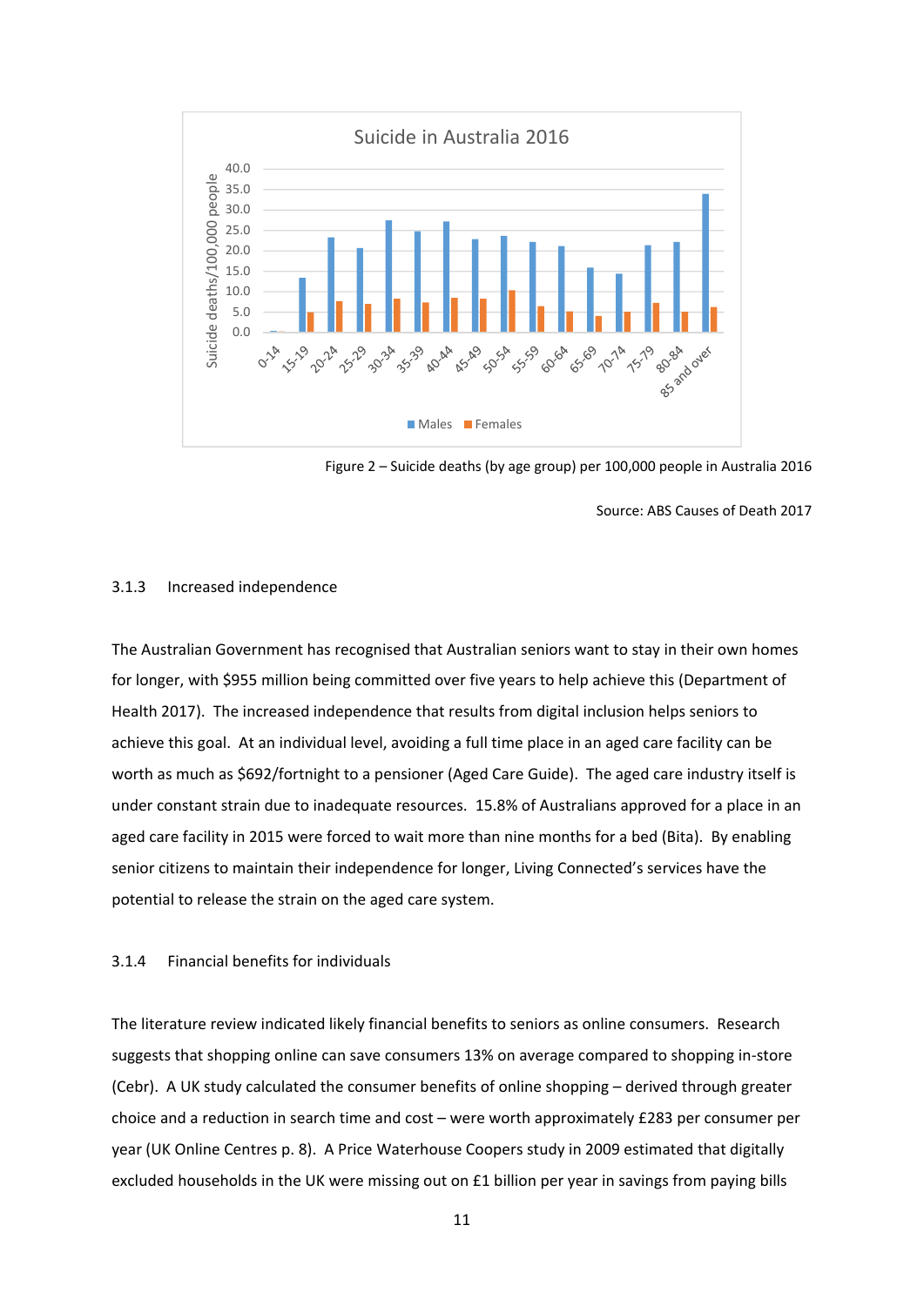Figure 2 – Suicide deaths (by age group) per 100,000 people in Australia 2016

Source: ABS Causes of Death 2017

### 3.1.3 Increased independence

The Australian Government has recognised that Australian seniors want to stay in their own homes for longer, with $955 million being committed over five years to help achieve this (Department of Health 2017). The increased independence that results from digital inclusion helps seniors to achieve this goal. At an individual level, avoiding a full time place in an aged care facility can be worth as much as $692/fortnight to a pensioner (Aged Care Guide). The aged care industry itself is under constant strain due to inadequate resources. 15.8% of Australians approved for a place in an aged care facility in 2015 were forced to wait more than nine months for a bed (Bita). By enabling senior citizens to maintain their independence for longer, Living Connected's services have the potential to release the strain on the aged care system.

### 3.1.4 Financial benefits for individuals

The literature review indicated likely financial benefits to seniors as online consumers. Research suggests that shopping online can save consumers 13% on average compared to shopping in-store (Cebr). A UK study calculated the consumer benefits of online shopping – derived through greater choice and a reduction in search time and cost – were worth approximately £283 per consumer per year (UK Online Centres p. 8). A Price Waterhouse Coopers study in 2009 estimated that digitally excluded households in the UK were missing out on £1 billion per year in savings from paying bills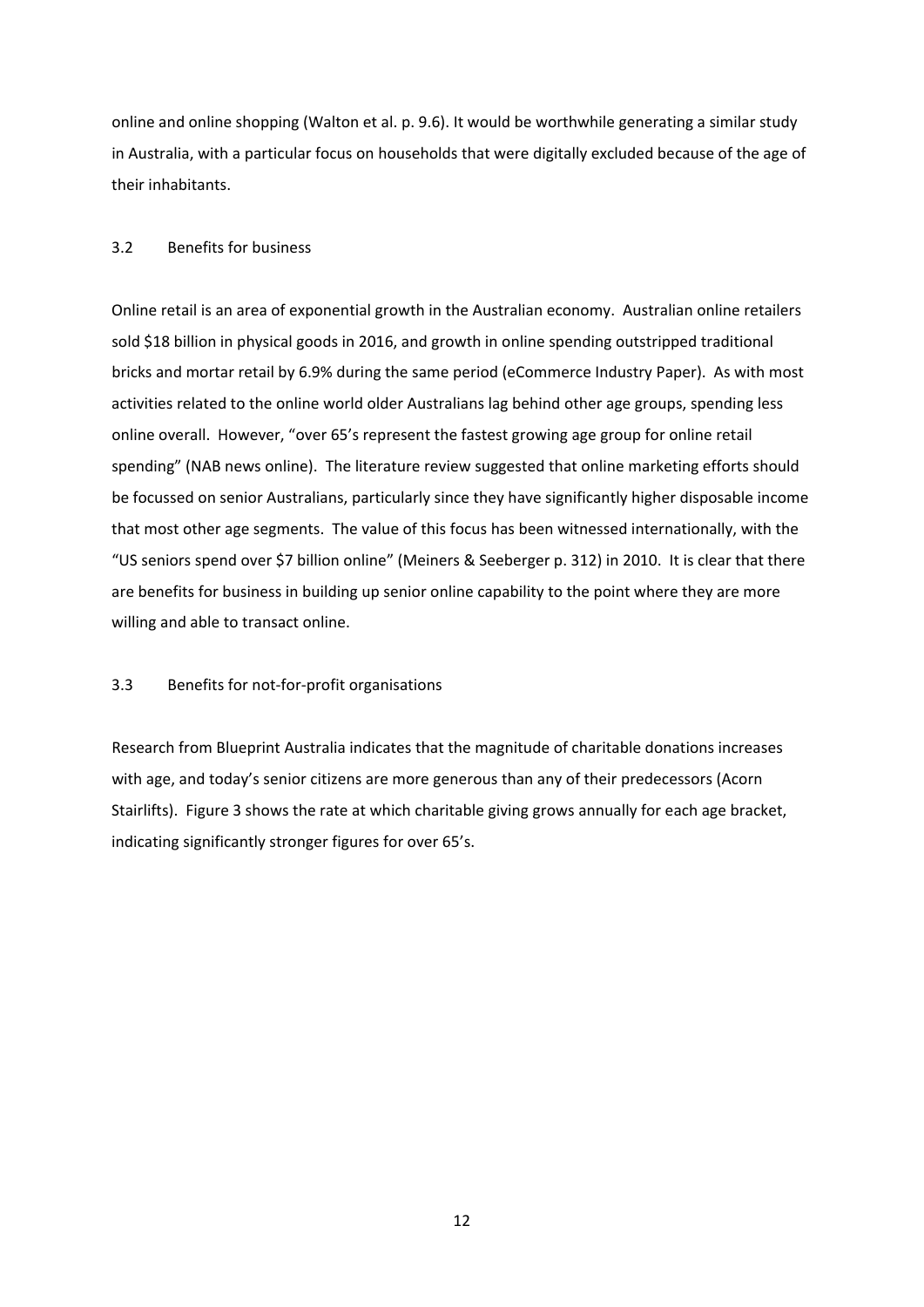online and online shopping (Walton et al. p. 9.6). It would be worthwhile generating a similar study in Australia, with a particular focus on households that were digitally excluded because of the age of their inhabitants.

### 3.2 Benefits for business

Online retail is an area of exponential growth in the Australian economy. Australian online retailers sold $18 billion in physical goods in 2016, and growth in online spending outstripped traditional bricks and mortar retail by 6.9% during the same period (eCommerce Industry Paper). As with most activities related to the online world older Australians lag behind other age groups, spending less online overall. However, "over 65's represent the fastest growing age group for online retail spending" (NAB news online). The literature review suggested that online marketing efforts should be focussed on senior Australians, particularly since they have significantly higher disposable income that most other age segments. The value of this focus has been witnessed internationally, with the "US seniors spend over $7 billion online" (Meiners & Seeberger p. 312) in 2010. It is clear that there are benefits for business in building up senior online capability to the point where they are more willing and able to transact online.

### 3.3 Benefits for not-for-profit organisations

Research from Blueprint Australia indicates that the magnitude of charitable donations increases with age, and today's senior citizens are more generous than any of their predecessors (Acorn Stairlifts). Figure 3 shows the rate at which charitable giving grows annually for each age bracket, indicating significantly stronger figures for over 65's.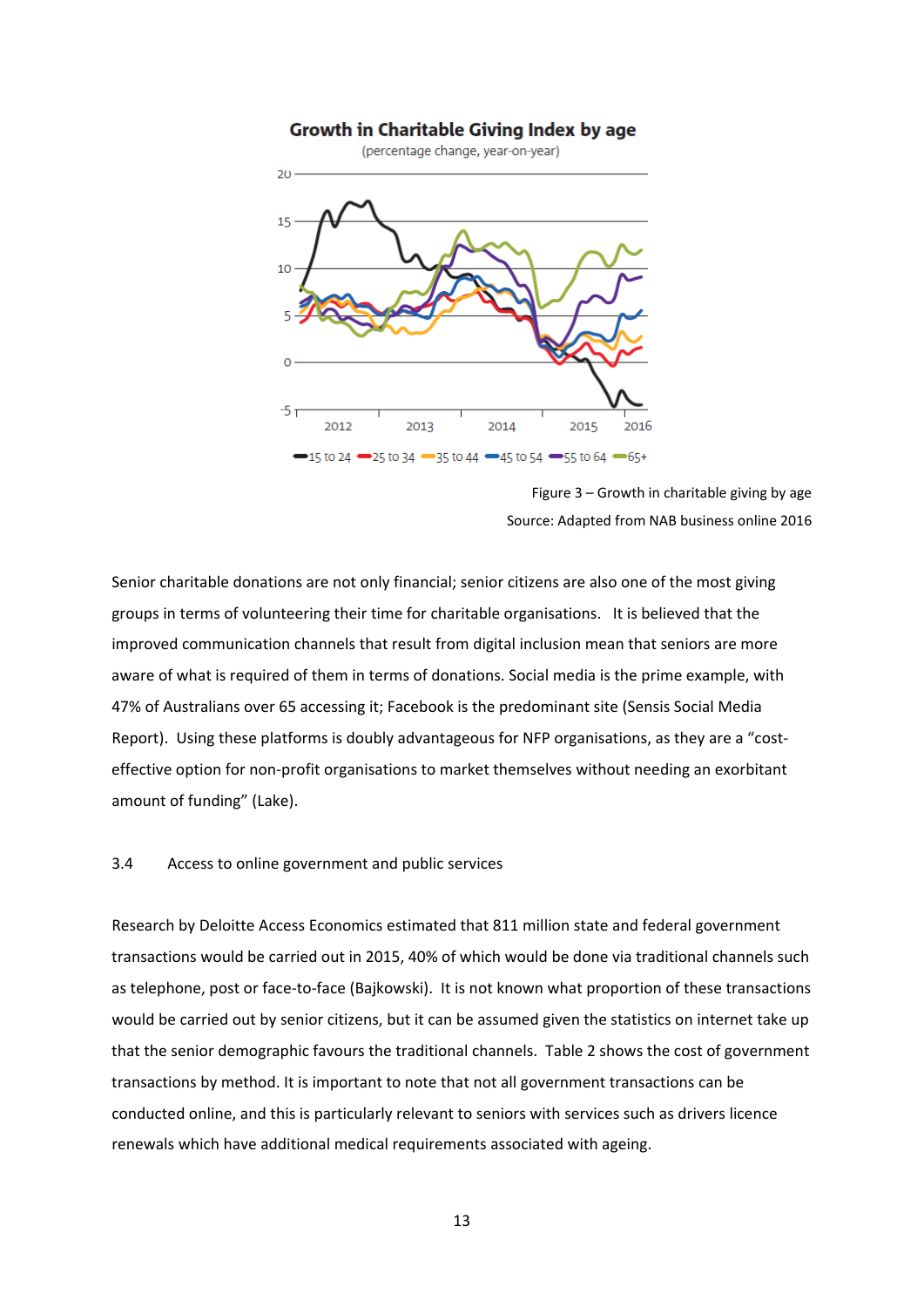Figure 3 – Growth in charitable giving by age

Source: Adapted from NAB business online 2016

Senior charitable donations are not only financial; senior citizens are also one of the most giving groups in terms of volunteering their time for charitable organisations. It is believed that the improved communication channels that result from digital inclusion mean that seniors are more aware of what is required of them in terms of donations. Social media is the prime example, with 47% of Australians over 65 accessing it; Facebook is the predominant site (Sensis Social Media Report). Using these platforms is doubly advantageous for NFP organisations, as they are a "cost-effective option for non-profit organisations to market themselves without needing an exorbitant amount of funding" (Lake).

### 3.4 Access to online government and public services

Research by Deloitte Access Economics estimated that 811 million state and federal government transactions would be carried out in 2015, 40% of which would be done via traditional channels such as telephone, post or face-to-face (Bajkowski). It is not known what proportion of these transactions would be carried out by senior citizens, but it can be assumed given the statistics on internet take up that the senior demographic favours the traditional channels. Table 2 shows the cost of government transactions by method. It is important to note that not all government transactions can be conducted online, and this is particularly relevant to seniors with services such as drivers licence renewals which have additional medical requirements associated with ageing.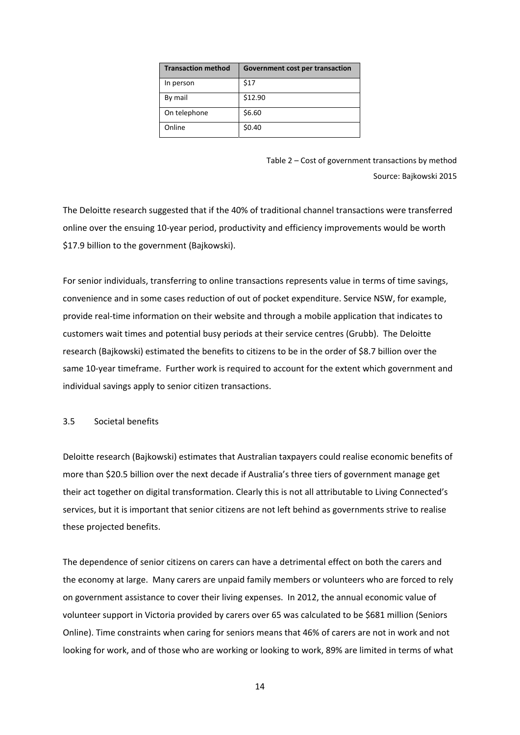| Transaction method | Government cost per transaction |
|---|---|
| In person | $17 |
| By mail | $12.90 |
| On telephone | $6.60 |
| Online | $0.40 |

Table 2 – Cost of government transactions by method
Source: Bajkowski 2015

The Deloitte research suggested that if the 40% of traditional channel transactions were transferred online over the ensuing 10-year period, productivity and efficiency improvements would be worth $17.9 billion to the government (Bajkowski).

For senior individuals, transferring to online transactions represents value in terms of time savings, convenience and in some cases reduction of out of pocket expenditure. Service NSW, for example, provide real-time information on their website and through a mobile application that indicates to customers wait times and potential busy periods at their service centres (Grubb). The Deloitte research (Bajkowski) estimated the benefits to citizens to be in the order of $8.7 billion over the same 10-year timeframe. Further work is required to account for the extent which government and individual savings apply to senior citizen transactions.

### 3.5 Societal benefits

Deloitte research (Bajkowski) estimates that Australian taxpayers could realise economic benefits of more than $20.5 billion over the next decade if Australia's three tiers of government manage get their act together on digital transformation. Clearly this is not all attributable to Living Connected's services, but it is important that senior citizens are not left behind as governments strive to realise these projected benefits.

The dependence of senior citizens on carers can have a detrimental effect on both the carers and the economy at large. Many carers are unpaid family members or volunteers who are forced to rely on government assistance to cover their living expenses. In 2012, the annual economic value of volunteer support in Victoria provided by carers over 65 was calculated to be $681 million (Seniors Online). Time constraints when caring for seniors means that 46% of carers are not in work and not looking for work, and of those who are working or looking to work, 89% are limited in terms of what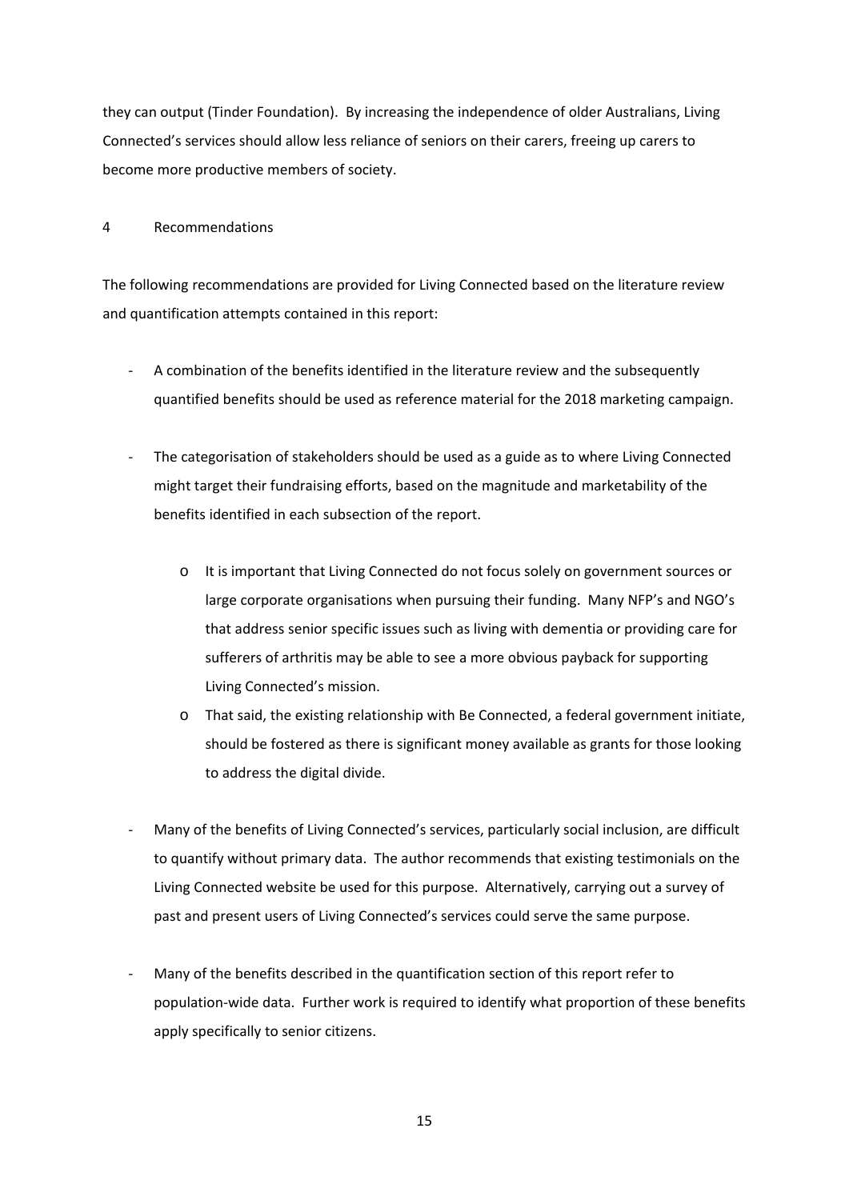they can output (Tinder Foundation). By increasing the independence of older Australians, Living Connected's services should allow less reliance of seniors on their carers, freeing up carers to become more productive members of society.

## 4 Recommendations

The following recommendations are provided for Living Connected based on the literature review and quantification attempts contained in this report:

- A combination of the benefits identified in the literature review and the subsequently quantified benefits should be used as reference material for the 2018 marketing campaign.

- The categorisation of stakeholders should be used as a guide as to where Living Connected might target their fundraising efforts, based on the magnitude and marketability of the benefits identified in each subsection of the report.

    - It is important that Living Connected do not focus solely on government sources or large corporate organisations when pursuing their funding. Many NFP's and NGO's that address senior specific issues such as living with dementia or providing care for sufferers of arthritis may be able to see a more obvious payback for supporting Living Connected's mission.
    - That said, the existing relationship with Be Connected, a federal government initiate, should be fostered as there is significant money available as grants for those looking to address the digital divide.

- Many of the benefits of Living Connected's services, particularly social inclusion, are difficult to quantify without primary data. The author recommends that existing testimonials on the Living Connected website be used for this purpose. Alternatively, carrying out a survey of past and present users of Living Connected's services could serve the same purpose.

- Many of the benefits described in the quantification section of this report refer to population-wide data. Further work is required to identify what proportion of these benefits apply specifically to senior citizens.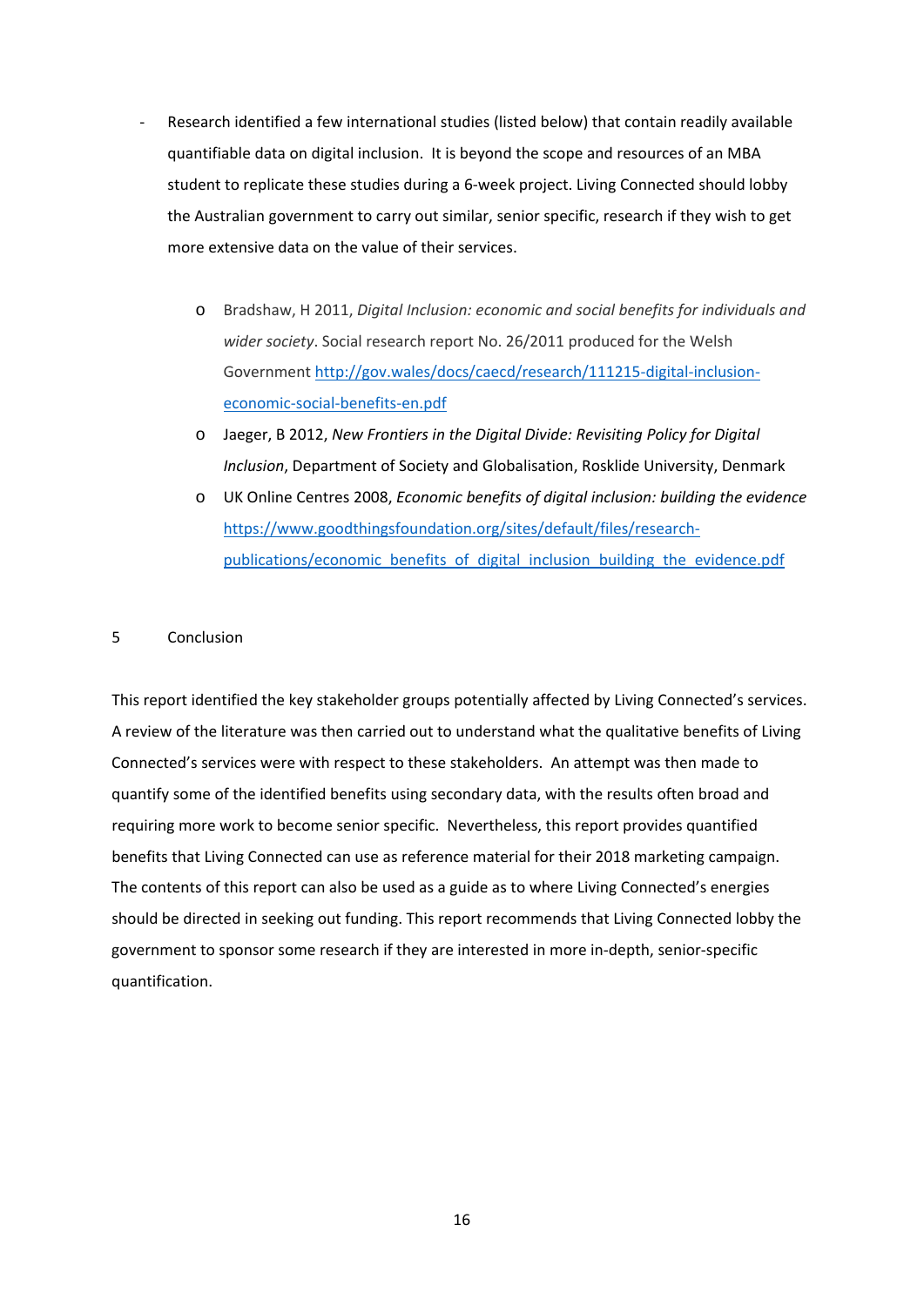- Research identified a few international studies (listed below) that contain readily available quantifiable data on digital inclusion. It is beyond the scope and resources of an MBA student to replicate these studies during a 6-week project. Living Connected should lobby the Australian government to carry out similar, senior specific, research if they wish to get more extensive data on the value of their services.

    - Bradshaw, H 2011, *Digital Inclusion: economic and social benefits for individuals and wider society*. Social research report No. 26/2011 produced for the Welsh Government [http://gov.wales/docs/caecd/research/111215-digital-inclusion-economic-social-benefits-en.pdf](http://gov.wales/docs/caecd/research/111215-digital-inclusion-economic-social-benefits-en.pdf)
    - Jaeger, B 2012, *New Frontiers in the Digital Divide: Revisiting Policy for Digital Inclusion*, Department of Society and Globalisation, Rosklide University, Denmark
    - UK Online Centres 2008, *Economic benefits of digital inclusion: building the evidence* [https://www.goodthingsfoundation.org/sites/default/files/research-publications/economic_benefits_of_digital_inclusion_building_the_evidence.pdf](https://www.goodthingsfoundation.org/sites/default/files/research-publications/economic_benefits_of_digital_inclusion_building_the_evidence.pdf)

## 5 Conclusion

This report identified the key stakeholder groups potentially affected by Living Connected's services. A review of the literature was then carried out to understand what the qualitative benefits of Living Connected's services were with respect to these stakeholders. An attempt was then made to quantify some of the identified benefits using secondary data, with the results often broad and requiring more work to become senior specific. Nevertheless, this report provides quantified benefits that Living Connected can use as reference material for their 2018 marketing campaign. The contents of this report can also be used as a guide as to where Living Connected's energies should be directed in seeking out funding. This report recommends that Living Connected lobby the government to sponsor some research if they are interested in more in-depth, senior-specific quantification.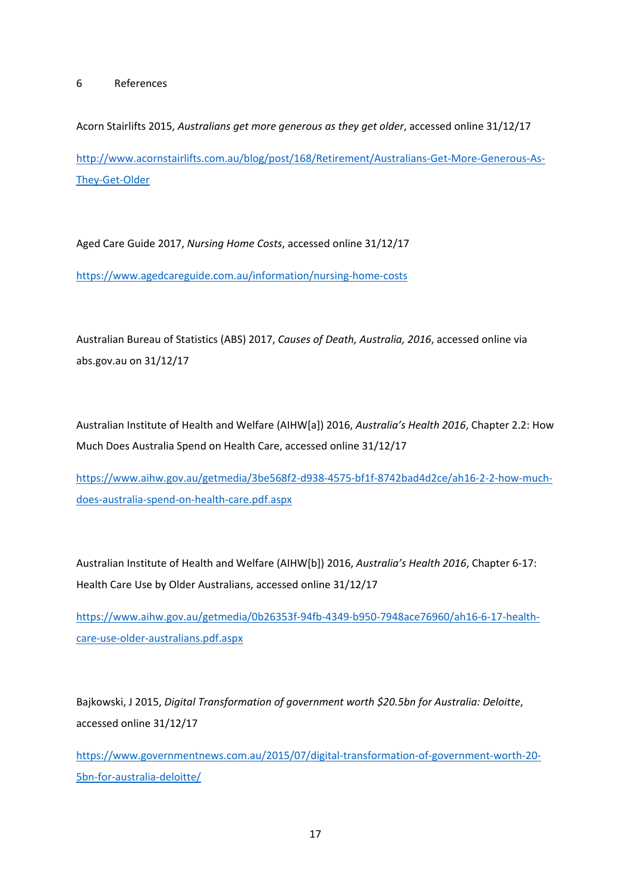# 6 References

Acorn Stairlifts 2015, *Australians get more generous as they get older*, accessed online 31/12/17

http://www.acornstairlifts.com.au/blog/post/168/Retirement/Australians-Get-More-Generous-As-They-Get-Older

Aged Care Guide 2017, *Nursing Home Costs*, accessed online 31/12/17

https://www.agedcareguide.com.au/information/nursing-home-costs

Australian Bureau of Statistics (ABS) 2017, *Causes of Death, Australia, 2016*, accessed online via abs.gov.au on 31/12/17

Australian Institute of Health and Welfare (AIHW[a]) 2016, *Australia's Health 2016*, Chapter 2.2: How Much Does Australia Spend on Health Care, accessed online 31/12/17

https://www.aihw.gov.au/getmedia/3be568f2-d938-4575-bf1f-8742bad4d2ce/ah16-2-2-how-much-does-australia-spend-on-health-care.pdf.aspx

Australian Institute of Health and Welfare (AIHW[b]) 2016, *Australia's Health 2016*, Chapter 6-17: Health Care Use by Older Australians, accessed online 31/12/17

https://www.aihw.gov.au/getmedia/0b26353f-94fb-4349-b950-7948ace76960/ah16-6-17-health-care-use-older-australians.pdf.aspx

Bajkowski, J 2015, *Digital Transformation of government worth $20.5bn for Australia: Deloitte*, accessed online 31/12/17

https://www.governmentnews.com.au/2015/07/digital-transformation-of-government-worth-20-5bn-for-australia-deloitte/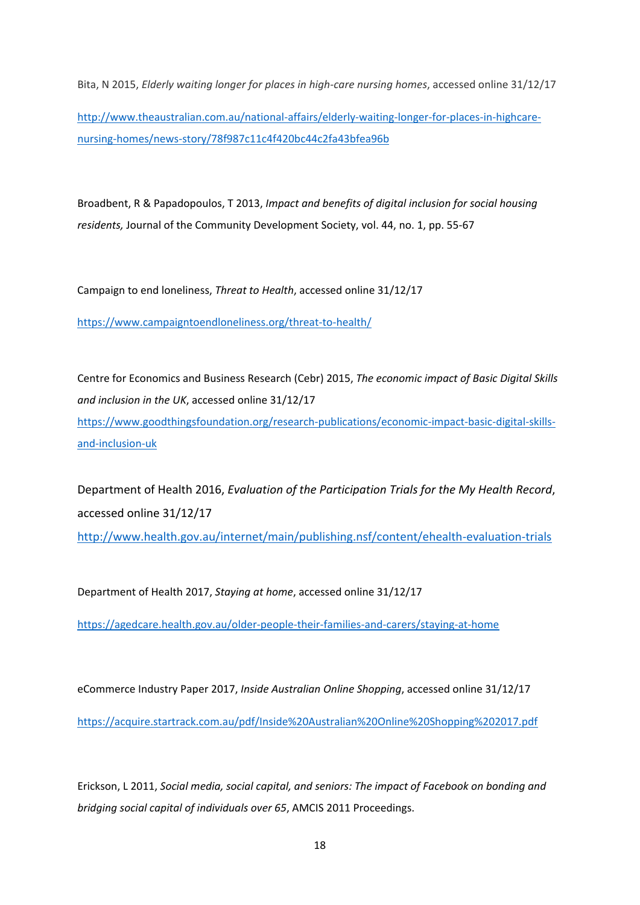Bita, N 2015, *Elderly waiting longer for places in high-care nursing homes*, accessed online 31/12/17

http://www.theaustralian.com.au/national-affairs/elderly-waiting-longer-for-places-in-highcare-nursing-homes/news-story/78f987c11c4f420bc44c2fa43bfea96b

Broadbent, R & Papadopoulos, T 2013, *Impact and benefits of digital inclusion for social housing residents,* Journal of the Community Development Society, vol. 44, no. 1, pp. 55-67

Campaign to end loneliness, *Threat to Health*, accessed online 31/12/17

https://www.campaigntoendloneliness.org/threat-to-health/

Centre for Economics and Business Research (Cebr) 2015, *The economic impact of Basic Digital Skills and inclusion in the UK*, accessed online 31/12/17
https://www.goodthingsfoundation.org/research-publications/economic-impact-basic-digital-skills-and-inclusion-uk

Department of Health 2016, *Evaluation of the Participation Trials for the My Health Record*, accessed online 31/12/17
http://www.health.gov.au/internet/main/publishing.nsf/content/ehealth-evaluation-trials

Department of Health 2017, *Staying at home*, accessed online 31/12/17

https://agedcare.health.gov.au/older-people-their-families-and-carers/staying-at-home

eCommerce Industry Paper 2017, *Inside Australian Online Shopping*, accessed online 31/12/17

https://acquire.startrack.com.au/pdf/Inside%20Australian%20Online%20Shopping%202017.pdf

Erickson, L 2011, *Social media, social capital, and seniors: The impact of Facebook on bonding and bridging social capital of individuals over 65*, AMCIS 2011 Proceedings.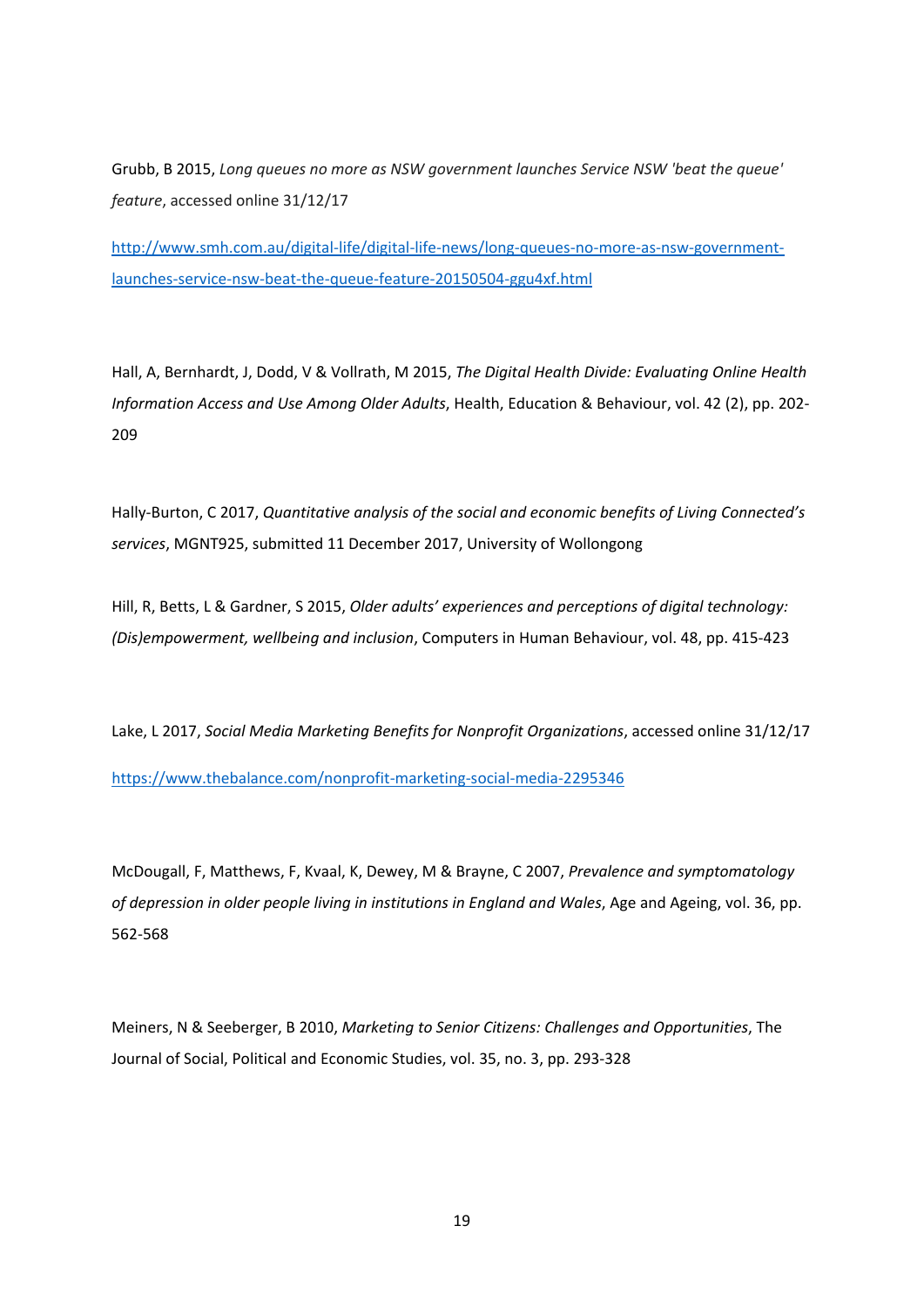Grubb, B 2015, *Long queues no more as NSW government launches Service NSW 'beat the queue' feature*, accessed online 31/12/17

http://www.smh.com.au/digital-life/digital-life-news/long-queues-no-more-as-nsw-government-launches-service-nsw-beat-the-queue-feature-20150504-ggu4xf.html

Hall, A, Bernhardt, J, Dodd, V & Vollrath, M 2015, *The Digital Health Divide: Evaluating Online Health Information Access and Use Among Older Adults*, Health, Education & Behaviour, vol. 42 (2), pp. 202-209

Hally-Burton, C 2017, *Quantitative analysis of the social and economic benefits of Living Connected's services*, MGNT925, submitted 11 December 2017, University of Wollongong

Hill, R, Betts, L & Gardner, S 2015, *Older adults' experiences and perceptions of digital technology: (Dis)empowerment, wellbeing and inclusion*, Computers in Human Behaviour, vol. 48, pp. 415-423

Lake, L 2017, *Social Media Marketing Benefits for Nonprofit Organizations*, accessed online 31/12/17

https://www.thebalance.com/nonprofit-marketing-social-media-2295346

McDougall, F, Matthews, F, Kvaal, K, Dewey, M & Brayne, C 2007, *Prevalence and symptomatology of depression in older people living in institutions in England and Wales*, Age and Ageing, vol. 36, pp. 562-568

Meiners, N & Seeberger, B 2010, *Marketing to Senior Citizens: Challenges and Opportunities*, The Journal of Social, Political and Economic Studies, vol. 35, no. 3, pp. 293-328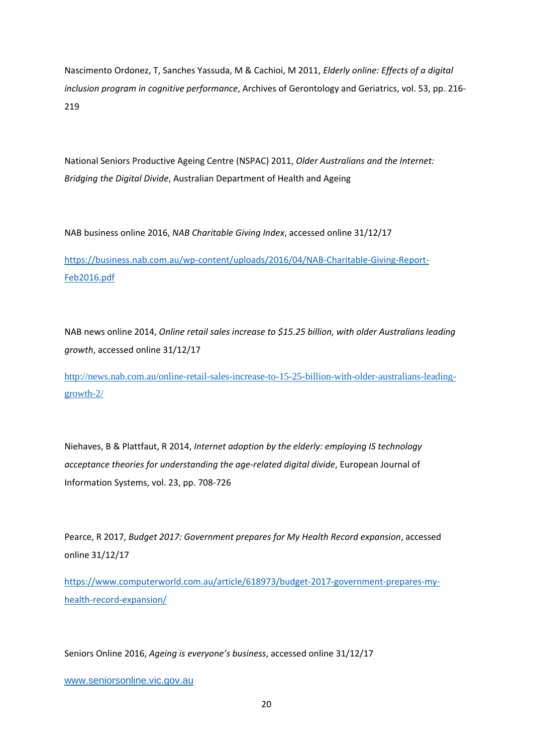Nascimento Ordonez, T, Sanches Yassuda, M & Cachioi, M 2011, *Elderly online: Effects of a digital inclusion program in cognitive performance*, Archives of Gerontology and Geriatrics, vol. 53, pp. 216-219

National Seniors Productive Ageing Centre (NSPAC) 2011, *Older Australians and the Internet: Bridging the Digital Divide*, Australian Department of Health and Ageing

NAB business online 2016, *NAB Charitable Giving Index*, accessed online 31/12/17

https://business.nab.com.au/wp-content/uploads/2016/04/NAB-Charitable-Giving-Report-Feb2016.pdf

NAB news online 2014, *Online retail sales increase to $15.25 billion, with older Australians leading growth*, accessed online 31/12/17

http://news.nab.com.au/online-retail-sales-increase-to-15-25-billion-with-older-australians-leading-growth-2/

Niehaves, B & Plattfaut, R 2014, *Internet adoption by the elderly: employing IS technology acceptance theories for understanding the age-related digital divide*, European Journal of Information Systems, vol. 23, pp. 708-726

Pearce, R 2017, *Budget 2017: Government prepares for My Health Record expansion*, accessed online 31/12/17

https://www.computerworld.com.au/article/618973/budget-2017-government-prepares-my-health-record-expansion/

Seniors Online 2016, *Ageing is everyone's business*, accessed online 31/12/17

www.seniorsonline.vic.gov.au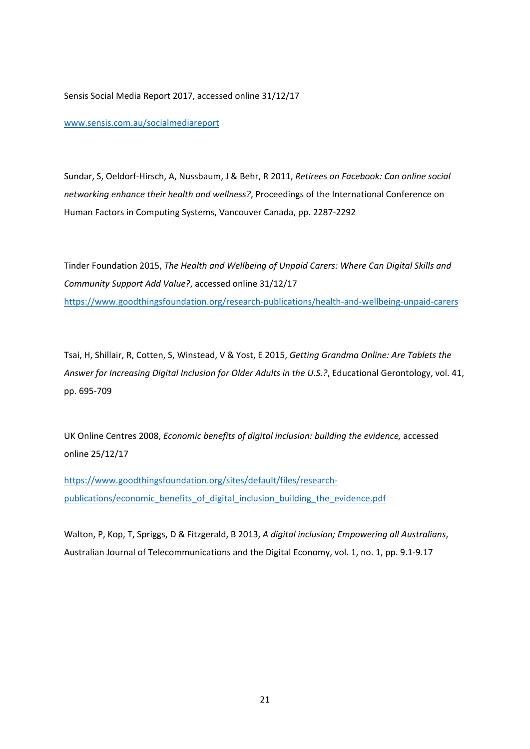Sensis Social Media Report 2017, accessed online 31/12/17

www.sensis.com.au/socialmediareport

Sundar, S, Oeldorf-Hirsch, A, Nussbaum, J & Behr, R 2011, *Retirees on Facebook: Can online social networking enhance their health and wellness?*, Proceedings of the International Conference on Human Factors in Computing Systems, Vancouver Canada, pp. 2287-2292

Tinder Foundation 2015, *The Health and Wellbeing of Unpaid Carers: Where Can Digital Skills and Community Support Add Value?*, accessed online 31/12/17 https://www.goodthingsfoundation.org/research-publications/health-and-wellbeing-unpaid-carers

Tsai, H, Shillair, R, Cotten, S, Winstead, V & Yost, E 2015, *Getting Grandma Online: Are Tablets the Answer for Increasing Digital Inclusion for Older Adults in the U.S.?*, Educational Gerontology, vol. 41, pp. 695-709

UK Online Centres 2008, *Economic benefits of digital inclusion: building the evidence,* accessed online 25/12/17

https://www.goodthingsfoundation.org/sites/default/files/research-publications/economic_benefits_of_digital_inclusion_building_the_evidence.pdf

Walton, P, Kop, T, Spriggs, D & Fitzgerald, B 2013, *A digital inclusion; Empowering all Australians*, Australian Journal of Telecommunications and the Digital Economy, vol. 1, no. 1, pp. 9.1-9.17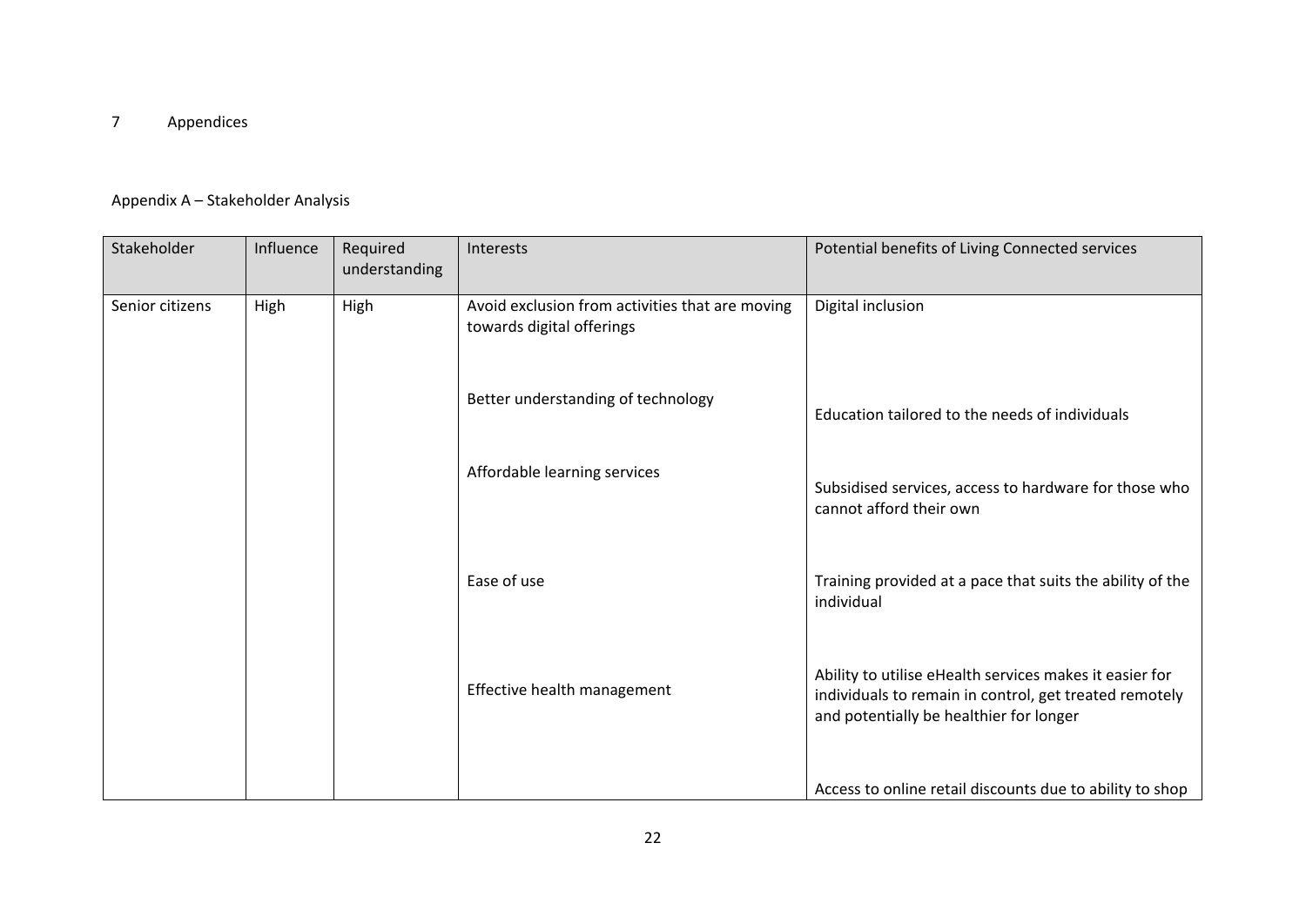# 7 Appendices

## Appendix A – Stakeholder Analysis

| Stakeholder | Influence | Required understanding | Interests | Potential benefits of Living Connected services |
|---|---|---|---|---|
| Senior citizens | High | High | Avoid exclusion from activities that are moving towards digital offerings | Digital inclusion |
| | | | Better understanding of technology | Education tailored to the needs of individuals |
| | | | Affordable learning services | Subsidised services, access to hardware for those who cannot afford their own |
| | | | Ease of use | Training provided at a pace that suits the ability of the individual |
| | | | Effective health management | Ability to utilise eHealth services makes it easier for individuals to remain in control, get treated remotely and potentially be healthier for longer |
| | | | | Access to online retail discounts due to ability to shop |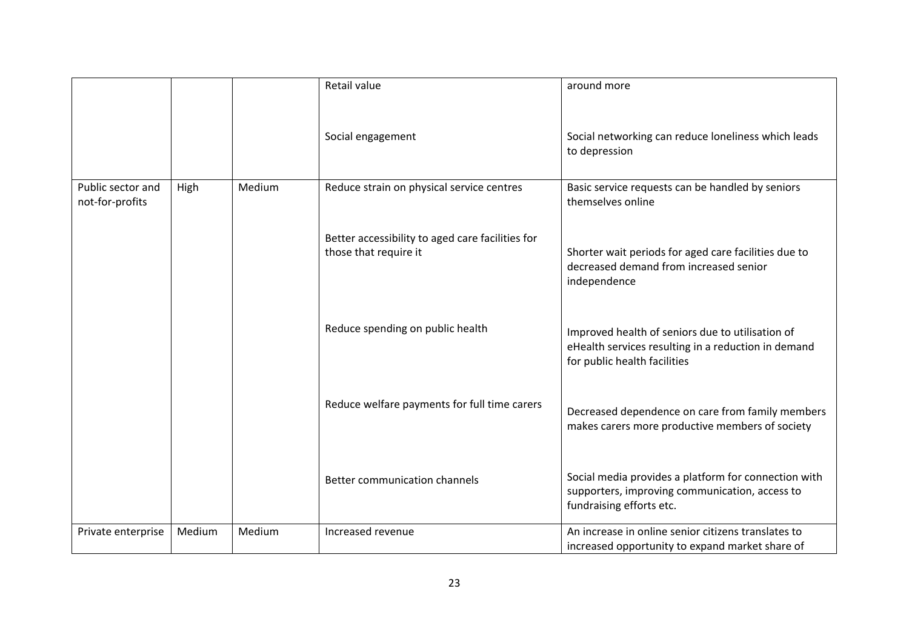|  |  |  | Retail value | around more |
|---|---|---|---|---|
|  |  |  | Social engagement | Social networking can reduce loneliness which leads to depression |
| Public sector and not-for-profits | High | Medium | Reduce strain on physical service centres | Basic service requests can be handled by seniors themselves online |
|  |  |  | Better accessibility to aged care facilities for those that require it | Shorter wait periods for aged care facilities due to decreased demand from increased senior independence |
|  |  |  | Reduce spending on public health | Improved health of seniors due to utilisation of eHealth services resulting in a reduction in demand for public health facilities |
|  |  |  | Reduce welfare payments for full time carers | Decreased dependence on care from family members makes carers more productive members of society |
|  |  |  | Better communication channels | Social media provides a platform for connection with supporters, improving communication, access to fundraising efforts etc. |
| Private enterprise | Medium | Medium | Increased revenue | An increase in online senior citizens translates to increased opportunity to expand market share of |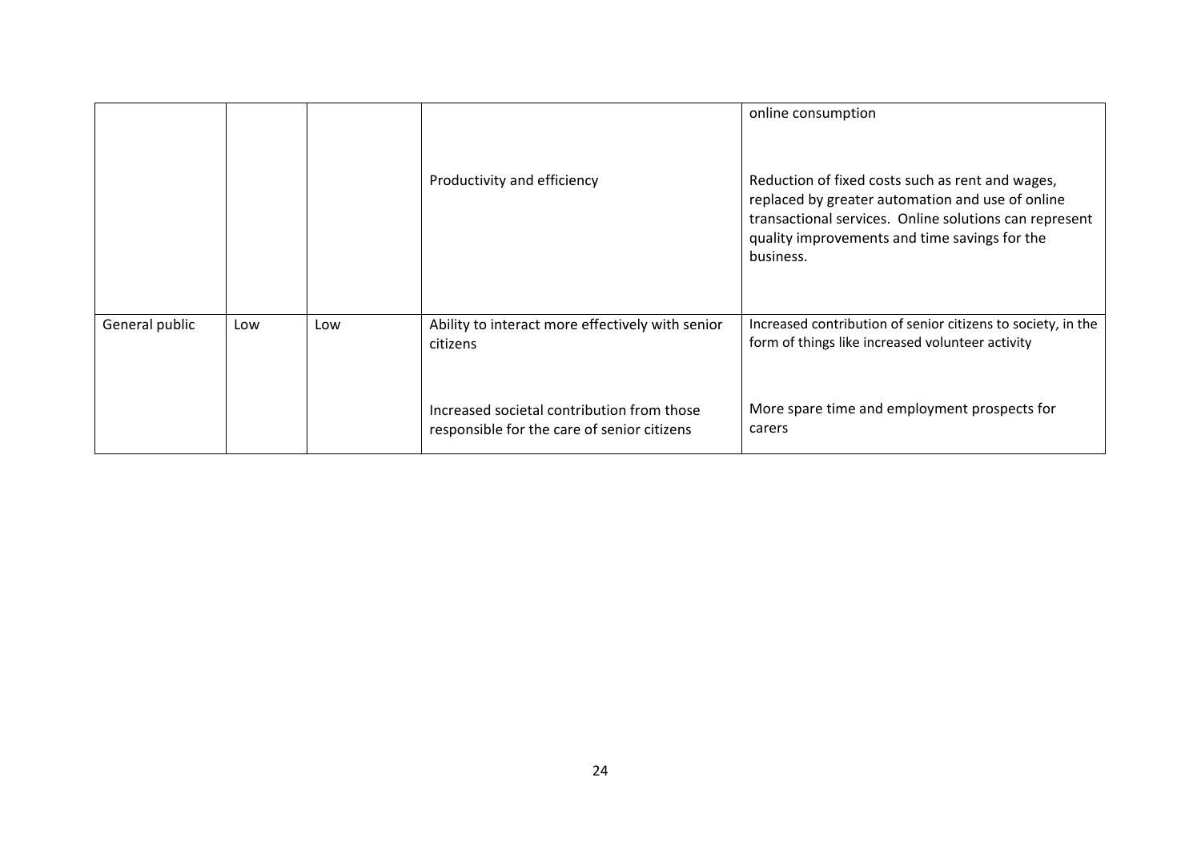| | | | | |
|---|---|---|---|---|
| | | | | online consumption |
| | | | Productivity and efficiency | Reduction of fixed costs such as rent and wages, replaced by greater automation and use of online transactional services. Online solutions can represent quality improvements and time savings for the business. |
| General public | Low | Low | Ability to interact more effectively with senior citizens | Increased contribution of senior citizens to society, in the form of things like increased volunteer activity |
| | | | Increased societal contribution from those responsible for the care of senior citizens | More spare time and employment prospects for carers |